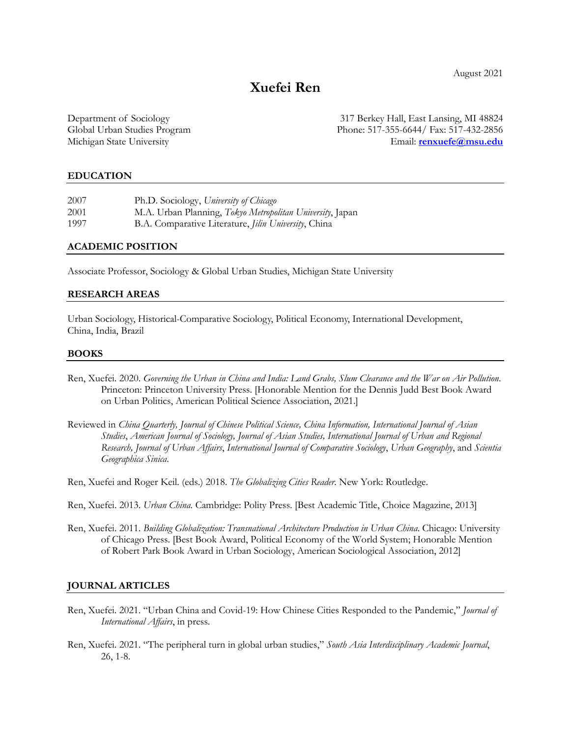August 2021

# Xuefei Ren

Department of Sociology
Global Urban Studies Program
Michigan State University

317 Berkey Hall, East Lansing, MI 48824
Phone: 517-355-6644/ Fax: 517-432-2856
Email: **renxuefe@msu.edu**

## EDUCATION

| | |
|---|---|
| 2007 | Ph.D. Sociology, *University of Chicago* |
| 2001 | M.A. Urban Planning, *Tokyo Metropolitan University*, Japan |
| 1997 | B.A. Comparative Literature, *Jilin University*, China |

## ACADEMIC POSITION

Associate Professor, Sociology & Global Urban Studies, Michigan State University

## RESEARCH AREAS

Urban Sociology, Historical-Comparative Sociology, Political Economy, International Development, China, India, Brazil

## BOOKS

Ren, Xuefei. 2020. *Governing the Urban in China and India: Land Grabs, Slum Clearance and the War on Air Pollution*. Princeton: Princeton University Press. [Honorable Mention for the Dennis Judd Best Book Award on Urban Politics, American Political Science Association, 2021.]

Reviewed in *China Quarterly, Journal of Chinese Political Science, China Information, International Journal of Asian Studies*, *American Journal of Sociology, Journal of Asian Studies, International Journal of Urban and Regional Research, Journal of Urban Affairs*, *International Journal of Comparative Sociology*, *Urban Geography*, and *Scientia Geographica Sinica*.

Ren, Xuefei and Roger Keil. (eds.) 2018. *The Globalizing Cities Reader*. New York: Routledge.

Ren, Xuefei. 2013. *Urban China.* Cambridge: Polity Press. [Best Academic Title, Choice Magazine, 2013]

Ren, Xuefei. 2011. *Building Globalization: Transnational Architecture Production in Urban China*. Chicago: University of Chicago Press. [Best Book Award, Political Economy of the World System; Honorable Mention of Robert Park Book Award in Urban Sociology, American Sociological Association, 2012]

## JOURNAL ARTICLES

Ren, Xuefei. 2021. "Urban China and Covid-19: How Chinese Cities Responded to the Pandemic," *Journal of International Affairs*, in press.

Ren, Xuefei. 2021. "The peripheral turn in global urban studies," *South Asia Interdisciplinary Academic Journal*, 26, 1-8.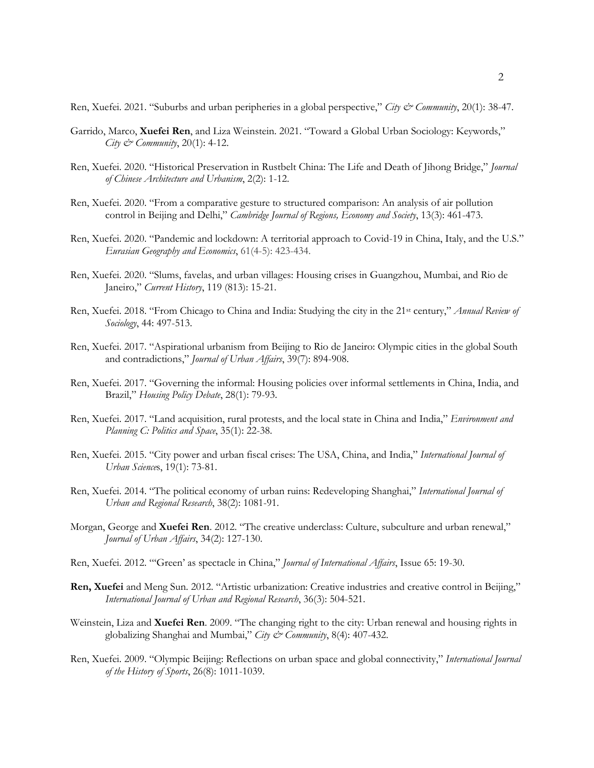Ren, Xuefei. 2021. "Suburbs and urban peripheries in a global perspective," *City & Community*, 20(1): 38-47.

Garrido, Marco, **Xuefei Ren**, and Liza Weinstein. 2021. "Toward a Global Urban Sociology: Keywords," *City & Community*, 20(1): 4-12.

Ren, Xuefei. 2020. "Historical Preservation in Rustbelt China: The Life and Death of Jihong Bridge," *Journal of Chinese Architecture and Urbanism*, 2(2): 1-12.

Ren, Xuefei. 2020. "From a comparative gesture to structured comparison: An analysis of air pollution control in Beijing and Delhi," *Cambridge Journal of Regions, Economy and Society*, 13(3): 461-473.

Ren, Xuefei. 2020. "Pandemic and lockdown: A territorial approach to Covid-19 in China, Italy, and the U.S." *Eurasian Geography and Economics*, 61(4-5): 423-434.

Ren, Xuefei. 2020. "Slums, favelas, and urban villages: Housing crises in Guangzhou, Mumbai, and Rio de Janeiro," *Current History*, 119 (813): 15-21.

Ren, Xuefei. 2018. "From Chicago to China and India: Studying the city in the 21st century," *Annual Review of Sociology*, 44: 497-513.

Ren, Xuefei. 2017. "Aspirational urbanism from Beijing to Rio de Janeiro: Olympic cities in the global South and contradictions," *Journal of Urban Affairs*, 39(7): 894-908.

Ren, Xuefei. 2017. "Governing the informal: Housing policies over informal settlements in China, India, and Brazil," *Housing Policy Debate*, 28(1): 79-93.

Ren, Xuefei. 2017. "Land acquisition, rural protests, and the local state in China and India," *Environment and Planning C: Politics and Space*, 35(1): 22-38.

Ren, Xuefei. 2015. "City power and urban fiscal crises: The USA, China, and India," *International Journal of Urban Sciences*, 19(1): 73-81.

Ren, Xuefei. 2014. "The political economy of urban ruins: Redeveloping Shanghai," *International Journal of Urban and Regional Research*, 38(2): 1081-91.

Morgan, George and **Xuefei Ren**. 2012. "The creative underclass: Culture, subculture and urban renewal," *Journal of Urban Affairs*, 34(2): 127-130.

Ren, Xuefei. 2012. "'Green' as spectacle in China," *Journal of International Affairs*, Issue 65: 19-30.

**Ren, Xuefei** and Meng Sun. 2012. "Artistic urbanization: Creative industries and creative control in Beijing," *International Journal of Urban and Regional Research*, 36(3): 504-521.

Weinstein, Liza and **Xuefei Ren**. 2009. "The changing right to the city: Urban renewal and housing rights in globalizing Shanghai and Mumbai," *City & Community*, 8(4): 407-432.

Ren, Xuefei. 2009. "Olympic Beijing: Reflections on urban space and global connectivity," *International Journal of the History of Sports*, 26(8): 1011-1039.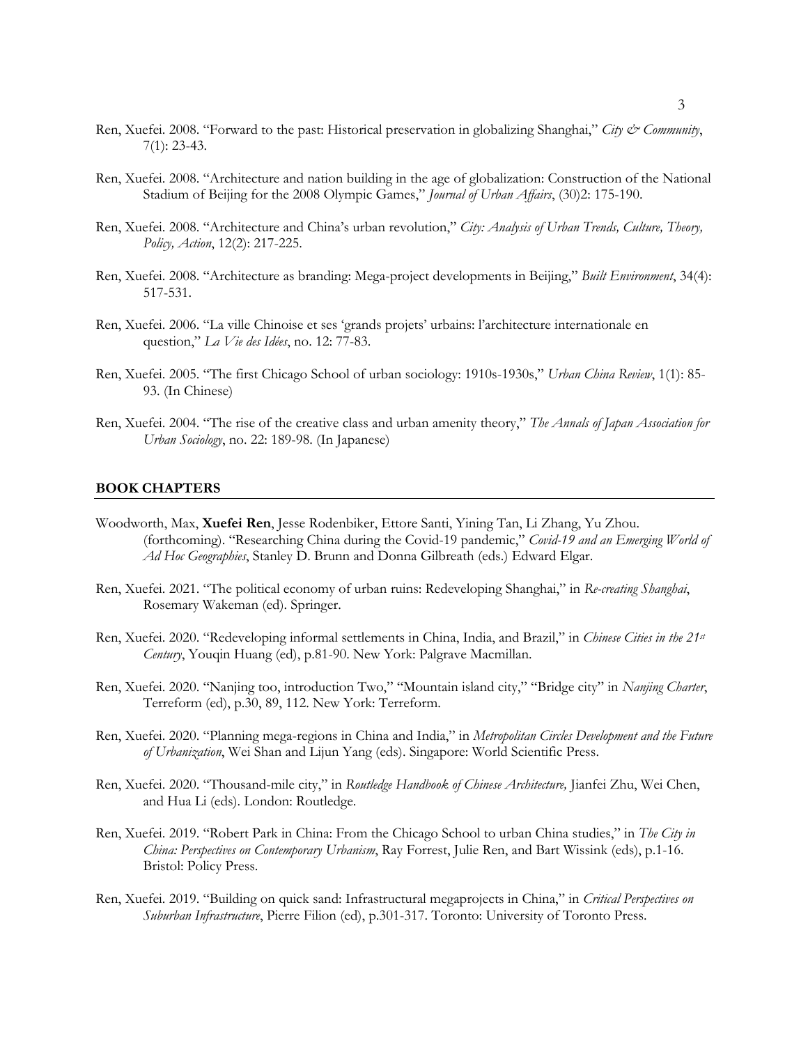Ren, Xuefei. 2008. "Forward to the past: Historical preservation in globalizing Shanghai," *City & Community*, 7(1): 23-43.

Ren, Xuefei. 2008. "Architecture and nation building in the age of globalization: Construction of the National Stadium of Beijing for the 2008 Olympic Games," *Journal of Urban Affairs*, (30)2: 175-190.

Ren, Xuefei. 2008. "Architecture and China's urban revolution," *City: Analysis of Urban Trends, Culture, Theory, Policy, Action*, 12(2): 217-225.

Ren, Xuefei. 2008. "Architecture as branding: Mega-project developments in Beijing," *Built Environment*, 34(4): 517-531.

Ren, Xuefei. 2006. "La ville Chinoise et ses 'grands projets' urbains: l'architecture internationale en question," *La Vie des Idées*, no. 12: 77-83.

Ren, Xuefei. 2005. "The first Chicago School of urban sociology: 1910s-1930s," *Urban China Review*, 1(1): 85-93. (In Chinese)

Ren, Xuefei. 2004. "The rise of the creative class and urban amenity theory," *The Annals of Japan Association for Urban Sociology*, no. 22: 189-98. (In Japanese)

## BOOK CHAPTERS

Woodworth, Max, **Xuefei Ren**, Jesse Rodenbiker, Ettore Santi, Yining Tan, Li Zhang, Yu Zhou. (forthcoming). "Researching China during the Covid-19 pandemic," *Covid-19 and an Emerging World of Ad Hoc Geographies*, Stanley D. Brunn and Donna Gilbreath (eds.) Edward Elgar.

Ren, Xuefei. 2021. "The political economy of urban ruins: Redeveloping Shanghai," in *Re-creating Shanghai*, Rosemary Wakeman (ed). Springer.

Ren, Xuefei. 2020. "Redeveloping informal settlements in China, India, and Brazil," in *Chinese Cities in the 21st Century*, Youqin Huang (ed), p.81-90. New York: Palgrave Macmillan.

Ren, Xuefei. 2020. "Nanjing too, introduction Two," "Mountain island city," "Bridge city" in *Nanjing Charter*, Terreform (ed), p.30, 89, 112. New York: Terreform.

Ren, Xuefei. 2020. "Planning mega-regions in China and India," in *Metropolitan Circles Development and the Future of Urbanization*, Wei Shan and Lijun Yang (eds). Singapore: World Scientific Press.

Ren, Xuefei. 2020. "Thousand-mile city," in *Routledge Handbook of Chinese Architecture,* Jianfei Zhu, Wei Chen, and Hua Li (eds). London: Routledge.

Ren, Xuefei. 2019. "Robert Park in China: From the Chicago School to urban China studies," in *The City in China: Perspectives on Contemporary Urbanism*, Ray Forrest, Julie Ren, and Bart Wissink (eds), p.1-16. Bristol: Policy Press.

Ren, Xuefei. 2019. "Building on quick sand: Infrastructural megaprojects in China," in *Critical Perspectives on Suburban Infrastructure*, Pierre Filion (ed), p.301-317. Toronto: University of Toronto Press.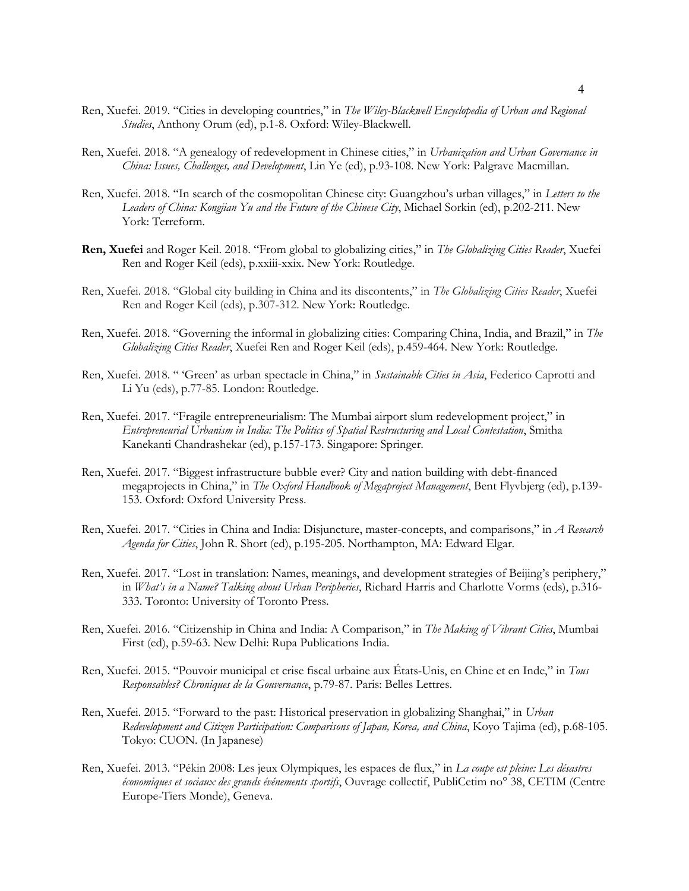Ren, Xuefei. 2019. "Cities in developing countries," in *The Wiley-Blackwell Encyclopedia of Urban and Regional Studies*, Anthony Orum (ed), p.1-8. Oxford: Wiley-Blackwell.

Ren, Xuefei. 2018. "A genealogy of redevelopment in Chinese cities," in *Urbanization and Urban Governance in China: Issues, Challenges, and Development*, Lin Ye (ed), p.93-108. New York: Palgrave Macmillan.

Ren, Xuefei. 2018. "In search of the cosmopolitan Chinese city: Guangzhou's urban villages," in *Letters to the Leaders of China: Kongjian Yu and the Future of the Chinese City*, Michael Sorkin (ed), p.202-211. New York: Terreform.

**Ren, Xuefei** and Roger Keil. 2018. "From global to globalizing cities," in *The Globalizing Cities Reader*, Xuefei Ren and Roger Keil (eds), p.xxiii-xxix. New York: Routledge.

Ren, Xuefei. 2018. "Global city building in China and its discontents," in *The Globalizing Cities Reader*, Xuefei Ren and Roger Keil (eds), p.307-312. New York: Routledge.

Ren, Xuefei. 2018. "Governing the informal in globalizing cities: Comparing China, India, and Brazil," in *The Globalizing Cities Reader*, Xuefei Ren and Roger Keil (eds), p.459-464. New York: Routledge.

Ren, Xuefei. 2018. " 'Green' as urban spectacle in China," in *Sustainable Cities in Asia*, Federico Caprotti and Li Yu (eds), p.77-85. London: Routledge.

Ren, Xuefei. 2017. "Fragile entrepreneurialism: The Mumbai airport slum redevelopment project," in *Entrepreneurial Urbanism in India: The Politics of Spatial Restructuring and Local Contestation*, Smitha Kanekanti Chandrashekar (ed), p.157-173. Singapore: Springer.

Ren, Xuefei. 2017. "Biggest infrastructure bubble ever? City and nation building with debt-financed megaprojects in China," in *The Oxford Handbook of Megaproject Management*, Bent Flyvbjerg (ed), p.139-153. Oxford: Oxford University Press.

Ren, Xuefei. 2017. "Cities in China and India: Disjuncture, master-concepts, and comparisons," in *A Research Agenda for Cities*, John R. Short (ed), p.195-205. Northampton, MA: Edward Elgar.

Ren, Xuefei. 2017. "Lost in translation: Names, meanings, and development strategies of Beijing's periphery," in *What's in a Name? Talking about Urban Peripheries*, Richard Harris and Charlotte Vorms (eds), p.316-333. Toronto: University of Toronto Press.

Ren, Xuefei. 2016. "Citizenship in China and India: A Comparison," in *The Making of Vibrant Cities*, Mumbai First (ed), p.59-63. New Delhi: Rupa Publications India.

Ren, Xuefei. 2015. "Pouvoir municipal et crise fiscal urbaine aux États-Unis, en Chine et en Inde," in *Tous Responsables? Chroniques de la Gouvernance*, p.79-87. Paris: Belles Lettres.

Ren, Xuefei. 2015. "Forward to the past: Historical preservation in globalizing Shanghai," in *Urban Redevelopment and Citizen Participation: Comparisons of Japan, Korea, and China*, Koyo Tajima (ed), p.68-105. Tokyo: CUON. (In Japanese)

Ren, Xuefei. 2013. "Pékin 2008: Les jeux Olympiques, les espaces de flux," in *La coupe est pleine: Les désastres économiques et sociaux des grands événements sportifs*, Ouvrage collectif, PubliCetim no° 38, CETIM (Centre Europe-Tiers Monde), Geneva.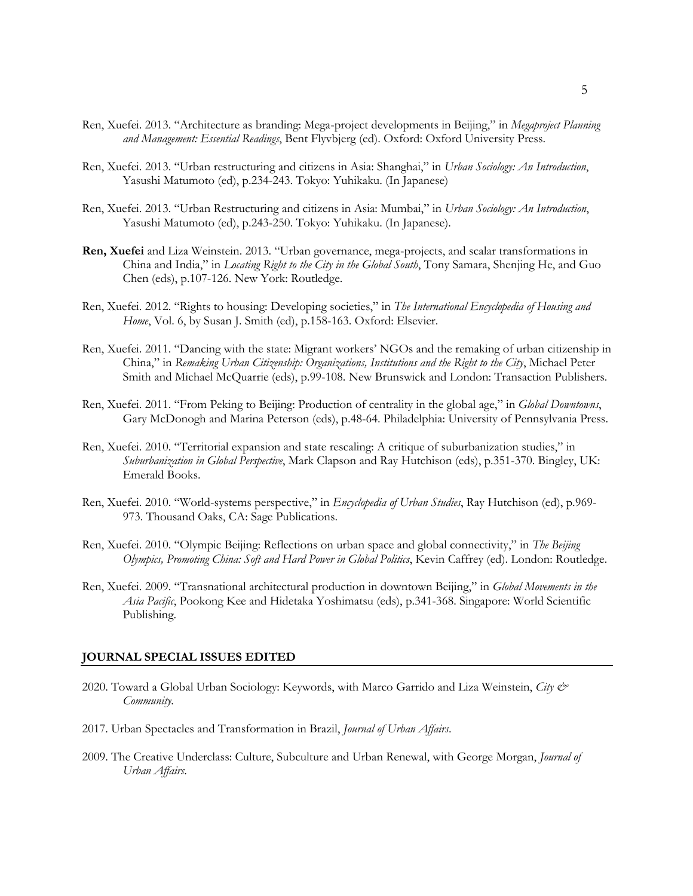Ren, Xuefei. 2013. "Architecture as branding: Mega-project developments in Beijing," in *Megaproject Planning and Management: Essential Readings*, Bent Flyvbjerg (ed). Oxford: Oxford University Press.

Ren, Xuefei. 2013. "Urban restructuring and citizens in Asia: Shanghai," in *Urban Sociology: An Introduction*, Yasushi Matumoto (ed), p.234-243. Tokyo: Yuhikaku. (In Japanese)

Ren, Xuefei. 2013. "Urban Restructuring and citizens in Asia: Mumbai," in *Urban Sociology: An Introduction*, Yasushi Matumoto (ed), p.243-250. Tokyo: Yuhikaku. (In Japanese).

**Ren, Xuefei** and Liza Weinstein. 2013. "Urban governance, mega-projects, and scalar transformations in China and India," in *Locating Right to the City in the Global South*, Tony Samara, Shenjing He, and Guo Chen (eds), p.107-126. New York: Routledge.

Ren, Xuefei. 2012. "Rights to housing: Developing societies," in *The International Encyclopedia of Housing and Home*, Vol. 6, by Susan J. Smith (ed), p.158-163. Oxford: Elsevier.

Ren, Xuefei. 2011. "Dancing with the state: Migrant workers' NGOs and the remaking of urban citizenship in China," in *Remaking Urban Citizenship: Organizations, Institutions and the Right to the City*, Michael Peter Smith and Michael McQuarrie (eds), p.99-108. New Brunswick and London: Transaction Publishers.

Ren, Xuefei. 2011. "From Peking to Beijing: Production of centrality in the global age," in *Global Downtowns*, Gary McDonogh and Marina Peterson (eds), p.48-64. Philadelphia: University of Pennsylvania Press.

Ren, Xuefei. 2010. "Territorial expansion and state rescaling: A critique of suburbanization studies," in *Suburbanization in Global Perspective*, Mark Clapson and Ray Hutchison (eds), p.351-370. Bingley, UK: Emerald Books.

Ren, Xuefei. 2010. "World-systems perspective," in *Encyclopedia of Urban Studies*, Ray Hutchison (ed), p.969-973. Thousand Oaks, CA: Sage Publications.

Ren, Xuefei. 2010. "Olympic Beijing: Reflections on urban space and global connectivity," in *The Beijing Olympics, Promoting China: Soft and Hard Power in Global Politics*, Kevin Caffrey (ed). London: Routledge.

Ren, Xuefei. 2009. "Transnational architectural production in downtown Beijing," in *Global Movements in the Asia Pacific*, Pookong Kee and Hidetaka Yoshimatsu (eds), p.341-368. Singapore: World Scientific Publishing.

## JOURNAL SPECIAL ISSUES EDITED

2020. Toward a Global Urban Sociology: Keywords, with Marco Garrido and Liza Weinstein, *City & Community*.

2017. Urban Spectacles and Transformation in Brazil, *Journal of Urban Affairs*.

2009. The Creative Underclass: Culture, Subculture and Urban Renewal, with George Morgan, *Journal of Urban Affairs*.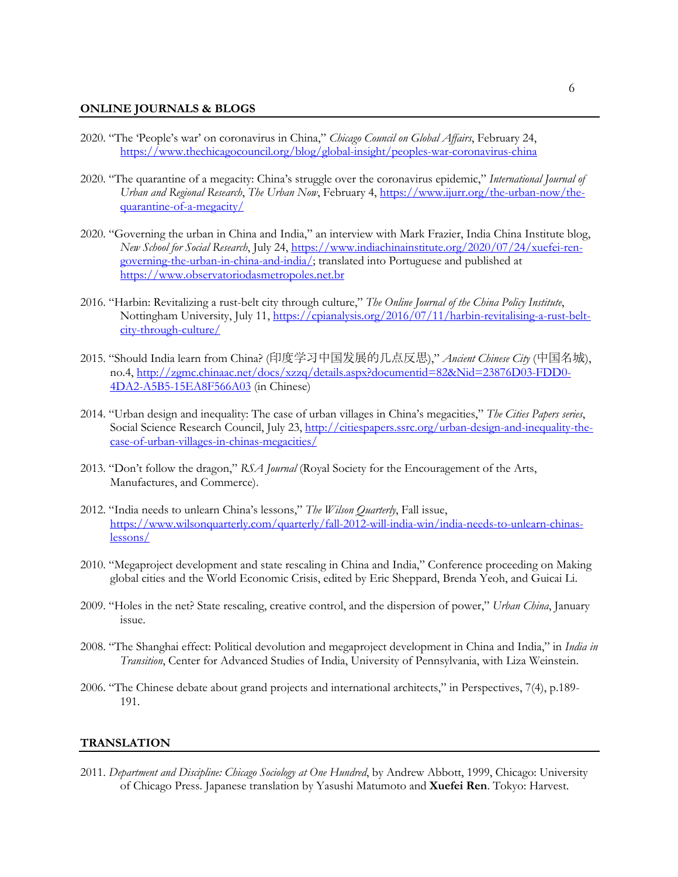## ONLINE JOURNALS & BLOGS

2020. "The 'People's war' on coronavirus in China," *Chicago Council on Global Affairs*, February 24, https://www.thechicagocouncil.org/blog/global-insight/peoples-war-coronavirus-china

2020. "The quarantine of a megacity: China's struggle over the coronavirus epidemic," *International Journal of Urban and Regional Research*, *The Urban Now*, February 4, https://www.ijurr.org/the-urban-now/the-quarantine-of-a-megacity/

2020. "Governing the urban in China and India," an interview with Mark Frazier, India China Institute blog, *New School for Social Research*, July 24, https://www.indiachinainstitute.org/2020/07/24/xuefei-ren-governing-the-urban-in-china-and-india/; translated into Portuguese and published at https://www.observatoriodasmetropoles.net.br

2016. "Harbin: Revitalizing a rust-belt city through culture," *The Online Journal of the China Policy Institute*, Nottingham University, July 11, https://cpianalysis.org/2016/07/11/harbin-revitalising-a-rust-belt-city-through-culture/

2015. "Should India learn from China? (印度学习中国发展的几点反思)," *Ancient Chinese City* (中国名城), no.4, http://zgmc.chinaac.net/docs/xzzq/details.aspx?documentid=82&Nid=23876D03-FDD0-4DA2-A5B5-15EA8F566A03 (in Chinese)

2014. "Urban design and inequality: The case of urban villages in China's megacities," *The Cities Papers series*, Social Science Research Council, July 23, http://citiespapers.ssrc.org/urban-design-and-inequality-the-case-of-urban-villages-in-chinas-megacities/

2013. "Don't follow the dragon," *RSA Journal* (Royal Society for the Encouragement of the Arts, Manufactures, and Commerce).

2012. "India needs to unlearn China's lessons," *The Wilson Quarterly*, Fall issue, https://www.wilsonquarterly.com/quarterly/fall-2012-will-india-win/india-needs-to-unlearn-chinas-lessons/

2010. "Megaproject development and state rescaling in China and India," Conference proceeding on Making global cities and the World Economic Crisis, edited by Eric Sheppard, Brenda Yeoh, and Guicai Li.

2009. "Holes in the net? State rescaling, creative control, and the dispersion of power," *Urban China*, January issue.

2008. "The Shanghai effect: Political devolution and megaproject development in China and India," in *India in Transition*, Center for Advanced Studies of India, University of Pennsylvania, with Liza Weinstein.

2006. "The Chinese debate about grand projects and international architects," in Perspectives, 7(4), p.189-191.

## TRANSLATION

2011. *Department and Discipline: Chicago Sociology at One Hundred*, by Andrew Abbott, 1999, Chicago: University of Chicago Press. Japanese translation by Yasushi Matumoto and **Xuefei Ren**. Tokyo: Harvest.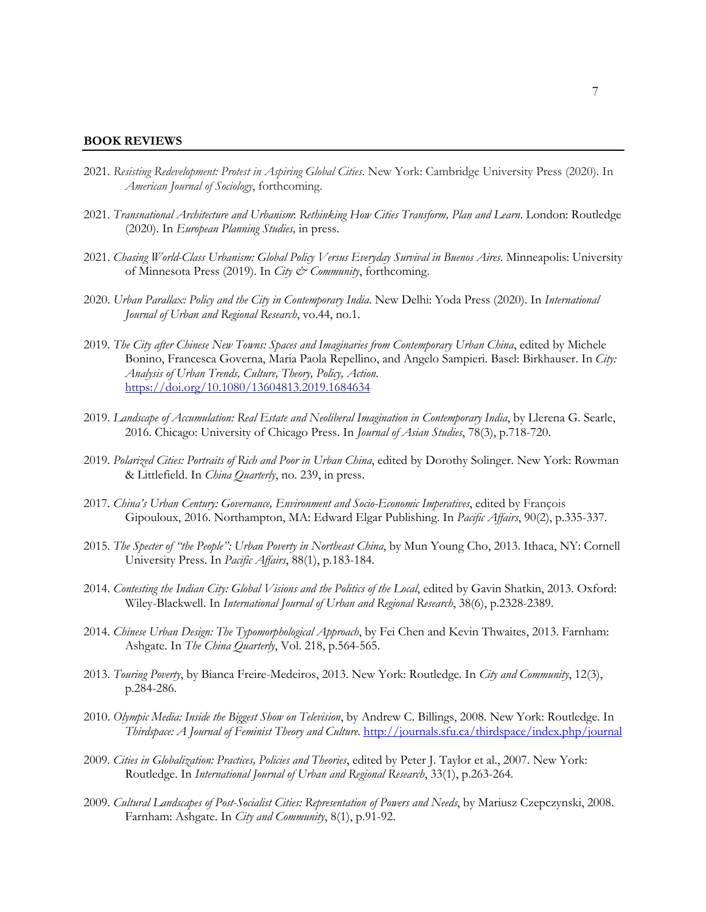## BOOK REVIEWS

2021. *Resisting Redevelopment: Protest in Aspiring Global Cities*. New York: Cambridge University Press (2020). In *American Journal of Sociology*, forthcoming.

2021. *Transnational Architecture and Urbanism*: *Rethinking How Cities Transform, Plan and Learn*. London: Routledge (2020). In *European Planning Studies,* in press.

2021. *Chasing World-Class Urbanism: Global Policy Versus Everyday Survival in Buenos Aires*. Minneapolis: University of Minnesota Press (2019). In *City & Community*, forthcoming.

2020. *Urban Parallax: Policy and the City in Contemporary India*. New Delhi: Yoda Press (2020). In *International Journal of Urban and Regional Research*, vo.44, no.1.

2019. *The City after Chinese New Towns: Spaces and Imaginaries from Contemporary Urban China*, edited by Michele Bonino, Francesca Governa, Maria Paola Repellino, and Angelo Sampieri. Basel: Birkhauser. In *City: Analysis of Urban Trends, Culture, Theory, Policy, Action*. https://doi.org/10.1080/13604813.2019.1684634

2019. *Landscape of Accumulation: Real Estate and Neoliberal Imagination in Contemporary India*, by Llerena G. Searle, 2016. Chicago: University of Chicago Press. In *Journal of Asian Studies*, 78(3), p.718-720.

2019. *Polarized Cities: Portraits of Rich and Poor in Urban China*, edited by Dorothy Solinger. New York: Rowman & Littlefield. In *China Quarterly*, no. 239, in press.

2017. *China's Urban Century: Governance, Environment and Socio-Economic Imperatives*, edited by François Gipouloux, 2016. Northampton, MA: Edward Elgar Publishing. In *Pacific Affairs*, 90(2), p.335-337.

2015. *The Specter of "the People": Urban Poverty in Northeast China*, by Mun Young Cho, 2013. Ithaca, NY: Cornell University Press. In *Pacific Affairs*, 88(1), p.183-184.

2014. *Contesting the Indian City: Global Visions and the Politics of the Local*, edited by Gavin Shatkin, 2013. Oxford: Wiley-Blackwell. In *International Journal of Urban and Regional Research*, 38(6), p.2328-2389.

2014. *Chinese Urban Design: The Typomorphological Approach*, by Fei Chen and Kevin Thwaites, 2013. Farnham: Ashgate. In *The China Quarterly*, Vol. 218, p.564-565.

2013. *Touring Poverty*, by Bianca Freire-Medeiros, 2013. New York: Routledge. In *City and Community*, 12(3), p.284-286.

2010. *Olympic Media: Inside the Biggest Show on Television*, by Andrew C. Billings, 2008. New York: Routledge. In *Thirdspace: A Journal of Feminist Theory and Culture*. http://journals.sfu.ca/thirdspace/index.php/journal

2009. *Cities in Globalization: Practices, Policies and Theories*, edited by Peter J. Taylor et al., 2007. New York: Routledge. In *International Journal of Urban and Regional Research*, 33(1), p.263-264.

2009. *Cultural Landscapes of Post-Socialist Cities: Representation of Powers and Needs*, by Mariusz Czepczynski, 2008. Farnham: Ashgate. In *City and Community*, 8(1), p.91-92.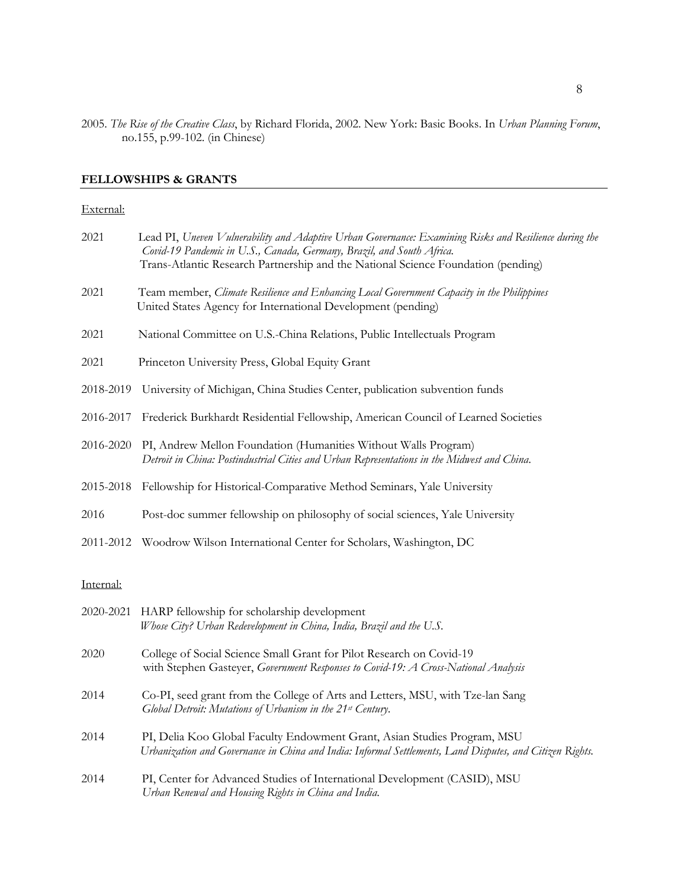2005. *The Rise of the Creative Class*, by Richard Florida, 2002. New York: Basic Books. In *Urban Planning Forum*, no.155, p.99-102. (in Chinese)

## FELLOWSHIPS & GRANTS

External:

2021 Lead PI, *Uneven Vulnerability and Adaptive Urban Governance: Examining Risks and Resilience during the Covid-19 Pandemic in U.S., Canada, Germany, Brazil, and South Africa.* Trans-Atlantic Research Partnership and the National Science Foundation (pending)

2021 Team member, *Climate Resilience and Enhancing Local Government Capacity in the Philippines* United States Agency for International Development (pending)

2021 National Committee on U.S.-China Relations, Public Intellectuals Program

2021 Princeton University Press, Global Equity Grant

2018-2019 University of Michigan, China Studies Center, publication subvention funds

2016-2017 Frederick Burkhardt Residential Fellowship, American Council of Learned Societies

2016-2020 PI, Andrew Mellon Foundation (Humanities Without Walls Program) *Detroit in China: Postindustrial Cities and Urban Representations in the Midwest and China.*

2015-2018 Fellowship for Historical-Comparative Method Seminars, Yale University

2016 Post-doc summer fellowship on philosophy of social sciences, Yale University

2011-2012 Woodrow Wilson International Center for Scholars, Washington, DC

Internal:

2020-2021 HARP fellowship for scholarship development *Whose City? Urban Redevelopment in China, India, Brazil and the U.S.*

2020 College of Social Science Small Grant for Pilot Research on Covid-19 with Stephen Gasteyer, *Government Responses to Covid-19: A Cross-National Analysis*

2014 Co-PI, seed grant from the College of Arts and Letters, MSU, with Tze-lan Sang *Global Detroit: Mutations of Urbanism in the 21st Century.*

2014 PI, Delia Koo Global Faculty Endowment Grant, Asian Studies Program, MSU *Urbanization and Governance in China and India: Informal Settlements, Land Disputes, and Citizen Rights.*

2014 PI, Center for Advanced Studies of International Development (CASID), MSU *Urban Renewal and Housing Rights in China and India.*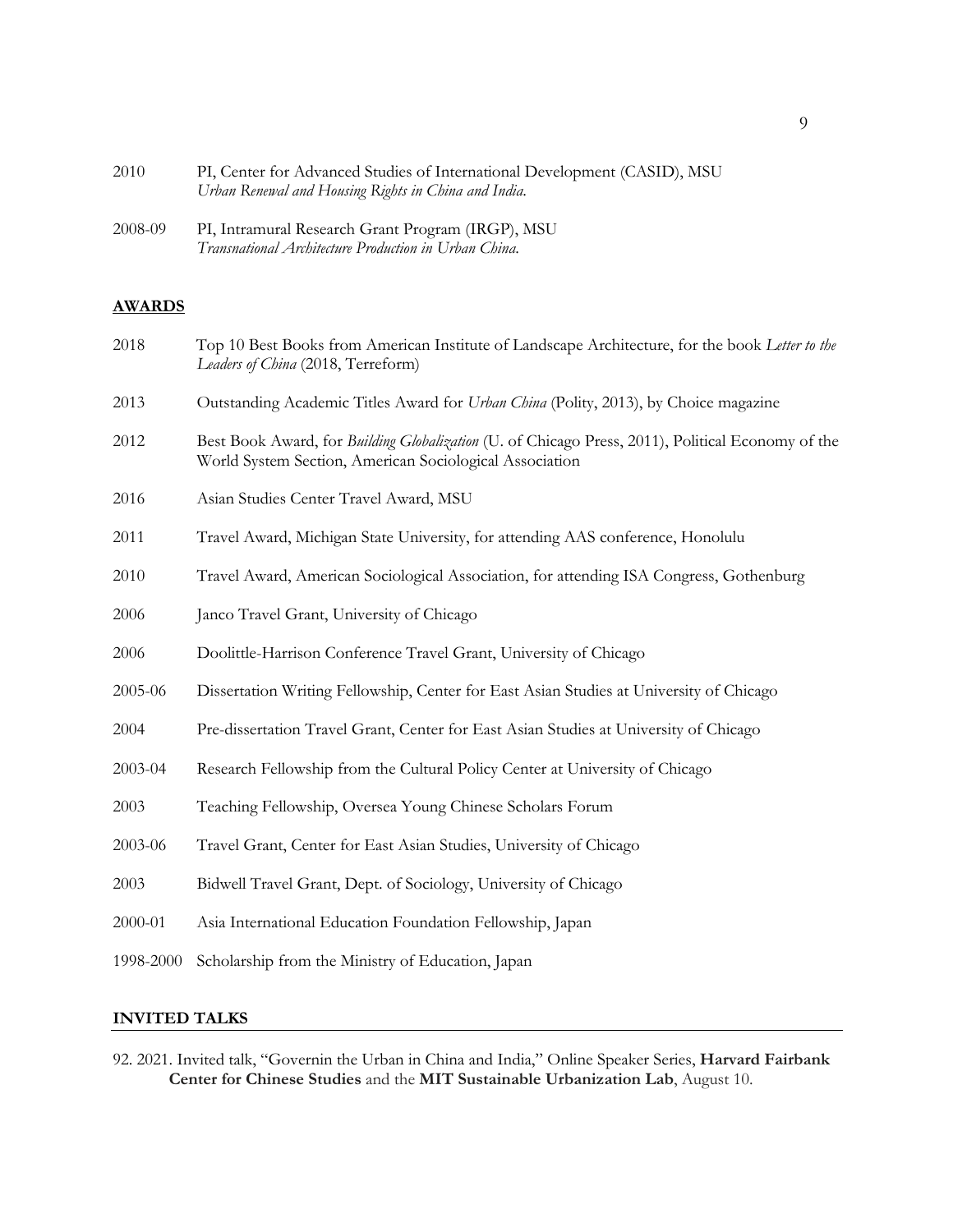2010 PI, Center for Advanced Studies of International Development (CASID), MSU
*Urban Renewal and Housing Rights in China and India.*

2008-09 PI, Intramural Research Grant Program (IRGP), MSU
*Transnational Architecture Production in Urban China.*

## AWARDS

2018 Top 10 Best Books from American Institute of Landscape Architecture, for the book *Letter to the Leaders of China* (2018, Terreform)

2013 Outstanding Academic Titles Award for *Urban China* (Polity, 2013), by Choice magazine

2012 Best Book Award, for *Building Globalization* (U. of Chicago Press, 2011), Political Economy of the World System Section, American Sociological Association

2016 Asian Studies Center Travel Award, MSU

2011 Travel Award, Michigan State University, for attending AAS conference, Honolulu

2010 Travel Award, American Sociological Association, for attending ISA Congress, Gothenburg

2006 Janco Travel Grant, University of Chicago

2006 Doolittle-Harrison Conference Travel Grant, University of Chicago

2005-06 Dissertation Writing Fellowship, Center for East Asian Studies at University of Chicago

2004 Pre-dissertation Travel Grant, Center for East Asian Studies at University of Chicago

2003-04 Research Fellowship from the Cultural Policy Center at University of Chicago

2003 Teaching Fellowship, Oversea Young Chinese Scholars Forum

2003-06 Travel Grant, Center for East Asian Studies, University of Chicago

2003 Bidwell Travel Grant, Dept. of Sociology, University of Chicago

2000-01 Asia International Education Foundation Fellowship, Japan

1998-2000 Scholarship from the Ministry of Education, Japan

## INVITED TALKS

92. 2021. Invited talk, "Governin the Urban in China and India," Online Speaker Series, **Harvard Fairbank Center for Chinese Studies** and the **MIT Sustainable Urbanization Lab**, August 10.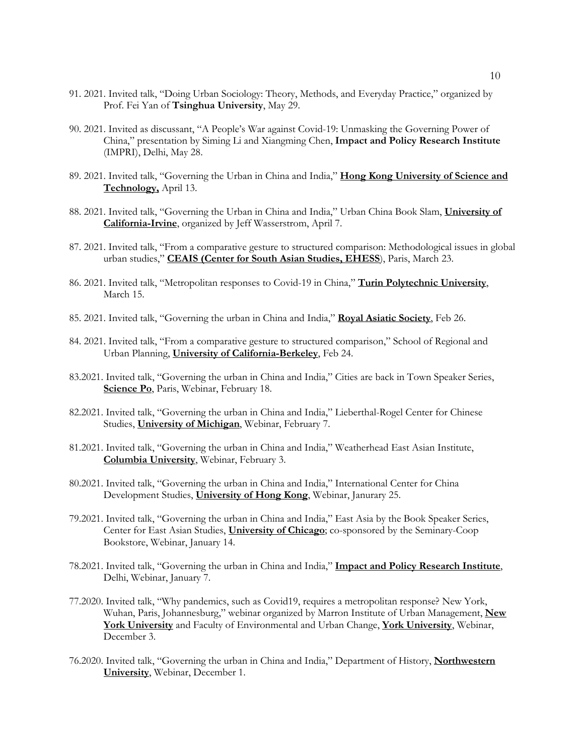91. 2021. Invited talk, "Doing Urban Sociology: Theory, Methods, and Everyday Practice," organized by Prof. Fei Yan of **Tsinghua University**, May 29.

90. 2021. Invited as discussant, "A People's War against Covid-19: Unmasking the Governing Power of China," presentation by Siming Li and Xiangming Chen, **Impact and Policy Research Institute** (IMPRI), Delhi, May 28.

89. 2021. Invited talk, "Governing the Urban in China and India," **Hong Kong University of Science and Technology,** April 13.

88. 2021. Invited talk, "Governing the Urban in China and India," Urban China Book Slam, **University of California-Irvine**, organized by Jeff Wasserstrom, April 7.

87. 2021. Invited talk, "From a comparative gesture to structured comparison: Methodological issues in global urban studies," **CEAIS (Center for South Asian Studies, EHESS**), Paris, March 23.

86. 2021. Invited talk, "Metropolitan responses to Covid-19 in China," **Turin Polytechnic University**, March 15.

85. 2021. Invited talk, "Governing the urban in China and India," **Royal Asiatic Society**, Feb 26.

84. 2021. Invited talk, "From a comparative gesture to structured comparison," School of Regional and Urban Planning, **University of California-Berkeley**, Feb 24.

83.2021. Invited talk, "Governing the urban in China and India," Cities are back in Town Speaker Series, **Science Po**, Paris, Webinar, February 18.

82.2021. Invited talk, "Governing the urban in China and India," Lieberthal-Rogel Center for Chinese Studies, **University of Michigan**, Webinar, February 7.

81.2021. Invited talk, "Governing the urban in China and India," Weatherhead East Asian Institute, **Columbia University**, Webinar, February 3.

80.2021. Invited talk, "Governing the urban in China and India," International Center for China Development Studies, **University of Hong Kong**, Webinar, Janurary 25.

79.2021. Invited talk, "Governing the urban in China and India," East Asia by the Book Speaker Series, Center for East Asian Studies, **University of Chicago**; co-sponsored by the Seminary-Coop Bookstore, Webinar, January 14.

78.2021. Invited talk, "Governing the urban in China and India," **Impact and Policy Research Institute**, Delhi, Webinar, January 7.

77.2020. Invited talk, "Why pandemics, such as Covid19, requires a metropolitan response? New York, Wuhan, Paris, Johannesburg," webinar organized by Marron Institute of Urban Management, **New York University** and Faculty of Environmental and Urban Change, **York University**, Webinar, December 3.

76.2020. Invited talk, "Governing the urban in China and India," Department of History, **Northwestern University**, Webinar, December 1.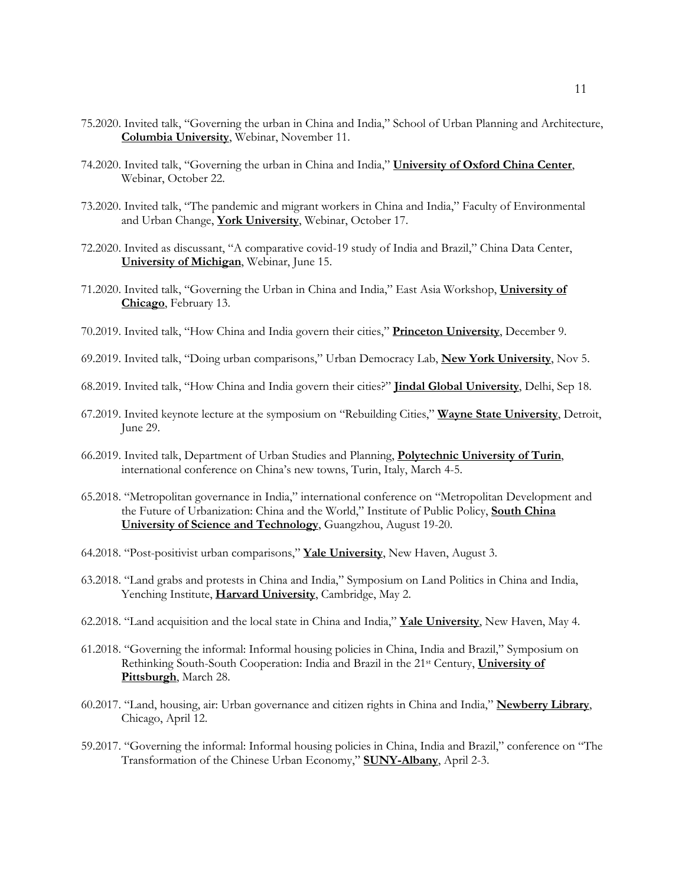75.2020. Invited talk, "Governing the urban in China and India," School of Urban Planning and Architecture, **Columbia University**, Webinar, November 11.

74.2020. Invited talk, "Governing the urban in China and India," **University of Oxford China Center**, Webinar, October 22.

73.2020. Invited talk, "The pandemic and migrant workers in China and India," Faculty of Environmental and Urban Change, **York University**, Webinar, October 17.

72.2020. Invited as discussant, "A comparative covid-19 study of India and Brazil," China Data Center, **University of Michigan**, Webinar, June 15.

71.2020. Invited talk, "Governing the Urban in China and India," East Asia Workshop, **University of Chicago**, February 13.

70.2019. Invited talk, "How China and India govern their cities," **Princeton University**, December 9.

69.2019. Invited talk, "Doing urban comparisons," Urban Democracy Lab, **New York University**, Nov 5.

68.2019. Invited talk, "How China and India govern their cities?" **Jindal Global University**, Delhi, Sep 18.

67.2019. Invited keynote lecture at the symposium on "Rebuilding Cities," **Wayne State University**, Detroit, June 29.

66.2019. Invited talk, Department of Urban Studies and Planning, **Polytechnic University of Turin**, international conference on China's new towns, Turin, Italy, March 4-5.

65.2018. "Metropolitan governance in India," international conference on "Metropolitan Development and the Future of Urbanization: China and the World," Institute of Public Policy, **South China University of Science and Technology**, Guangzhou, August 19-20.

64.2018. "Post-positivist urban comparisons," **Yale University**, New Haven, August 3.

63.2018. "Land grabs and protests in China and India," Symposium on Land Politics in China and India, Yenching Institute, **Harvard University**, Cambridge, May 2.

62.2018. "Land acquisition and the local state in China and India," **Yale University**, New Haven, May 4.

61.2018. "Governing the informal: Informal housing policies in China, India and Brazil," Symposium on Rethinking South-South Cooperation: India and Brazil in the 21st Century, **University of Pittsburgh**, March 28.

60.2017. "Land, housing, air: Urban governance and citizen rights in China and India," **Newberry Library**, Chicago, April 12.

59.2017. "Governing the informal: Informal housing policies in China, India and Brazil," conference on "The Transformation of the Chinese Urban Economy," **SUNY-Albany**, April 2-3.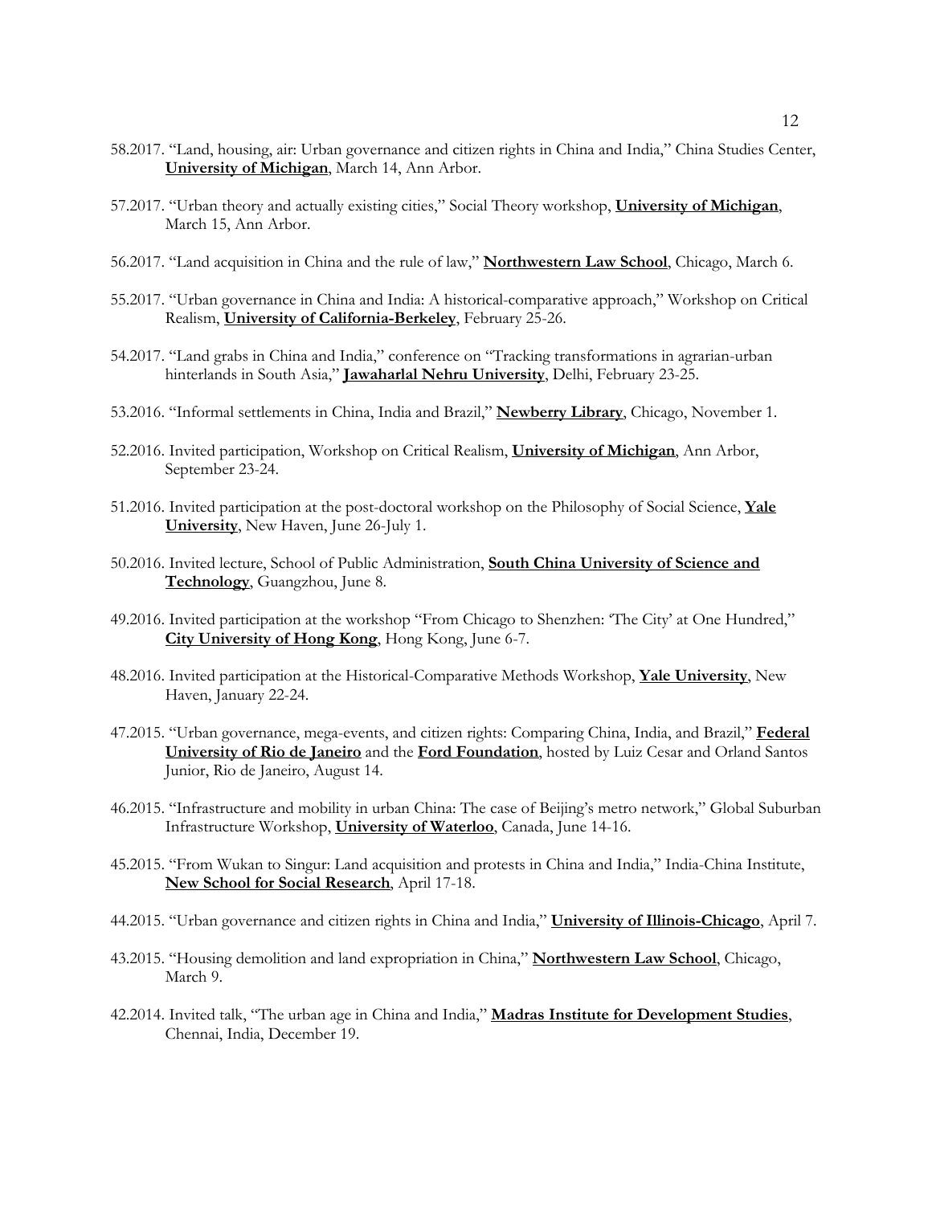58.2017. "Land, housing, air: Urban governance and citizen rights in China and India," China Studies Center, **University of Michigan**, March 14, Ann Arbor.

57.2017. "Urban theory and actually existing cities," Social Theory workshop, **University of Michigan**, March 15, Ann Arbor.

56.2017. "Land acquisition in China and the rule of law," **Northwestern Law School**, Chicago, March 6.

55.2017. "Urban governance in China and India: A historical-comparative approach," Workshop on Critical Realism, **University of California-Berkeley**, February 25-26.

54.2017. "Land grabs in China and India," conference on "Tracking transformations in agrarian-urban hinterlands in South Asia," **Jawaharlal Nehru University**, Delhi, February 23-25.

53.2016. "Informal settlements in China, India and Brazil," **Newberry Library**, Chicago, November 1.

52.2016. Invited participation, Workshop on Critical Realism, **University of Michigan**, Ann Arbor, September 23-24.

51.2016. Invited participation at the post-doctoral workshop on the Philosophy of Social Science, **Yale University**, New Haven, June 26-July 1.

50.2016. Invited lecture, School of Public Administration, **South China University of Science and Technology**, Guangzhou, June 8.

49.2016. Invited participation at the workshop "From Chicago to Shenzhen: 'The City' at One Hundred," **City University of Hong Kong**, Hong Kong, June 6-7.

48.2016. Invited participation at the Historical-Comparative Methods Workshop, **Yale University**, New Haven, January 22-24.

47.2015. "Urban governance, mega-events, and citizen rights: Comparing China, India, and Brazil," **Federal University of Rio de Janeiro** and the **Ford Foundation**, hosted by Luiz Cesar and Orland Santos Junior, Rio de Janeiro, August 14.

46.2015. "Infrastructure and mobility in urban China: The case of Beijing's metro network," Global Suburban Infrastructure Workshop, **University of Waterloo**, Canada, June 14-16.

45.2015. "From Wukan to Singur: Land acquisition and protests in China and India," India-China Institute, **New School for Social Research**, April 17-18.

44.2015. "Urban governance and citizen rights in China and India," **University of Illinois-Chicago**, April 7.

43.2015. "Housing demolition and land expropriation in China," **Northwestern Law School**, Chicago, March 9.

42.2014. Invited talk, "The urban age in China and India," **Madras Institute for Development Studies**, Chennai, India, December 19.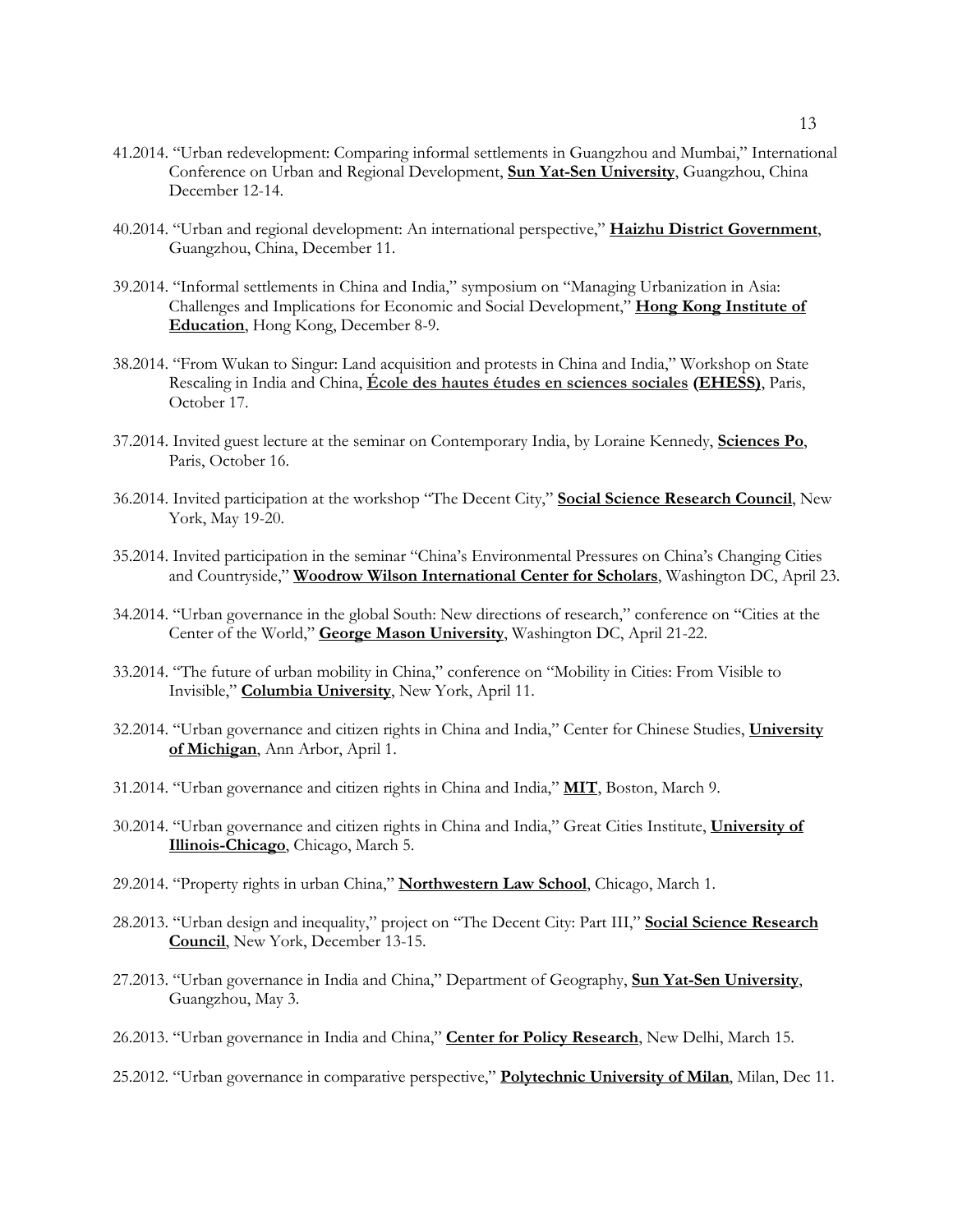41.2014. "Urban redevelopment: Comparing informal settlements in Guangzhou and Mumbai," International Conference on Urban and Regional Development, **Sun Yat-Sen University**, Guangzhou, China December 12-14.

40.2014. "Urban and regional development: An international perspective," **Haizhu District Government**, Guangzhou, China, December 11.

39.2014. "Informal settlements in China and India," symposium on "Managing Urbanization in Asia: Challenges and Implications for Economic and Social Development," **Hong Kong Institute of Education**, Hong Kong, December 8-9.

38.2014. "From Wukan to Singur: Land acquisition and protests in China and India," Workshop on State Rescaling in India and China, **École des hautes études en sciences sociales (EHESS)**, Paris, October 17.

37.2014. Invited guest lecture at the seminar on Contemporary India, by Loraine Kennedy, **Sciences Po**, Paris, October 16.

36.2014. Invited participation at the workshop "The Decent City," **Social Science Research Council**, New York, May 19-20.

35.2014. Invited participation in the seminar "China's Environmental Pressures on China's Changing Cities and Countryside," **Woodrow Wilson International Center for Scholars**, Washington DC, April 23.

34.2014. "Urban governance in the global South: New directions of research," conference on "Cities at the Center of the World," **George Mason University**, Washington DC, April 21-22.

33.2014. "The future of urban mobility in China," conference on "Mobility in Cities: From Visible to Invisible," **Columbia University**, New York, April 11.

32.2014. "Urban governance and citizen rights in China and India," Center for Chinese Studies, **University of Michigan**, Ann Arbor, April 1.

31.2014. "Urban governance and citizen rights in China and India," **MIT**, Boston, March 9.

30.2014. "Urban governance and citizen rights in China and India," Great Cities Institute, **University of Illinois-Chicago**, Chicago, March 5.

29.2014. "Property rights in urban China," **Northwestern Law School**, Chicago, March 1.

28.2013. "Urban design and inequality," project on "The Decent City: Part III," **Social Science Research Council**, New York, December 13-15.

27.2013. "Urban governance in India and China," Department of Geography, **Sun Yat-Sen University**, Guangzhou, May 3.

26.2013. "Urban governance in India and China," **Center for Policy Research**, New Delhi, March 15.

25.2012. "Urban governance in comparative perspective," **Polytechnic University of Milan**, Milan, Dec 11.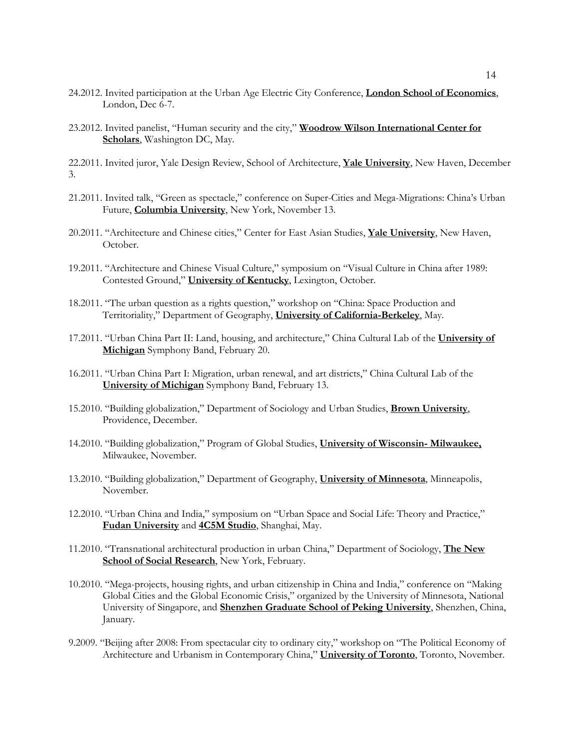24.2012. Invited participation at the Urban Age Electric City Conference, **London School of Economics**, London, Dec 6-7.

23.2012. Invited panelist, "Human security and the city," **Woodrow Wilson International Center for Scholars**, Washington DC, May.

22.2011. Invited juror, Yale Design Review, School of Architecture, **Yale University**, New Haven, December 3.

21.2011. Invited talk, "Green as spectacle," conference on Super-Cities and Mega-Migrations: China's Urban Future, **Columbia University**, New York, November 13.

20.2011. "Architecture and Chinese cities," Center for East Asian Studies, **Yale University**, New Haven, October.

19.2011. "Architecture and Chinese Visual Culture," symposium on "Visual Culture in China after 1989: Contested Ground," **University of Kentucky**, Lexington, October.

18.2011. "The urban question as a rights question," workshop on "China: Space Production and Territoriality," Department of Geography, **University of California-Berkeley**, May.

17.2011. "Urban China Part II: Land, housing, and architecture," China Cultural Lab of the **University of Michigan** Symphony Band, February 20.

16.2011. "Urban China Part I: Migration, urban renewal, and art districts," China Cultural Lab of the **University of Michigan** Symphony Band, February 13.

15.2010. "Building globalization," Department of Sociology and Urban Studies, **Brown University**, Providence, December.

14.2010. "Building globalization," Program of Global Studies, **University of Wisconsin- Milwaukee,** Milwaukee, November.

13.2010. "Building globalization," Department of Geography, **University of Minnesota**, Minneapolis, November.

12.2010. "Urban China and India," symposium on "Urban Space and Social Life: Theory and Practice," **Fudan University** and **4C5M Studio**, Shanghai, May.

11.2010. "Transnational architectural production in urban China," Department of Sociology, **The New School of Social Research**, New York, February.

10.2010. "Mega-projects, housing rights, and urban citizenship in China and India," conference on "Making Global Cities and the Global Economic Crisis," organized by the University of Minnesota, National University of Singapore, and **Shenzhen Graduate School of Peking University**, Shenzhen, China, January.

9.2009. "Beijing after 2008: From spectacular city to ordinary city," workshop on "The Political Economy of Architecture and Urbanism in Contemporary China," **University of Toronto**, Toronto, November.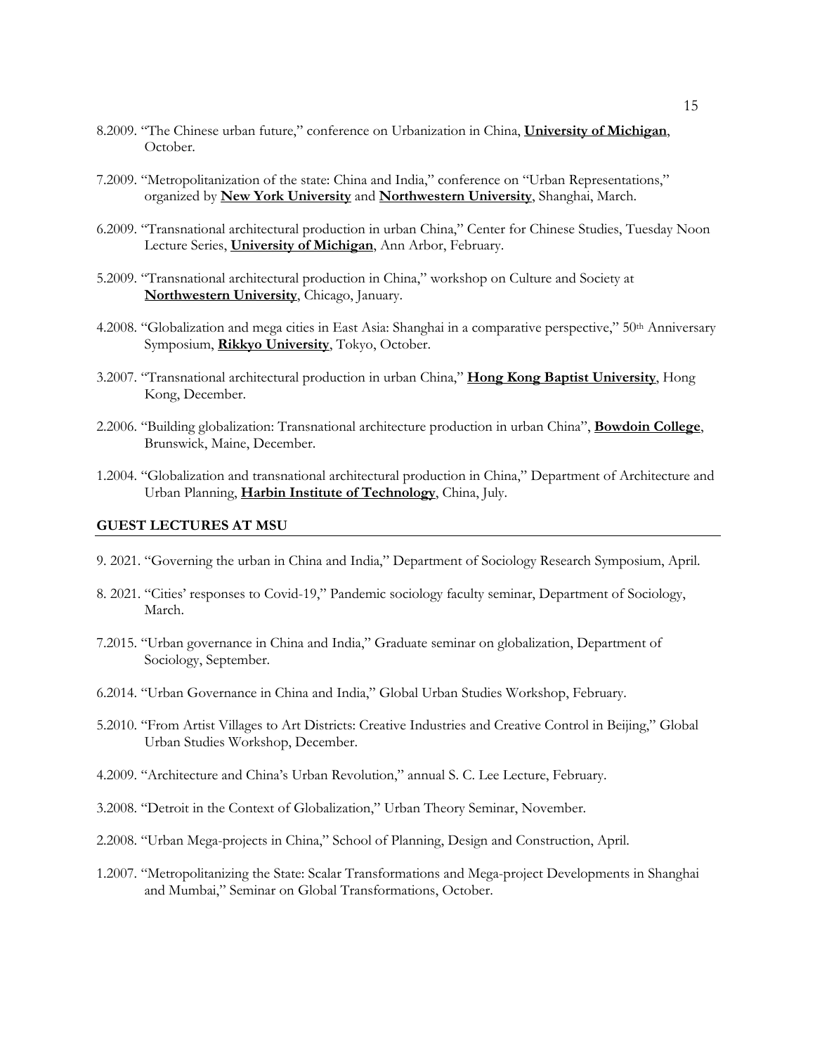8.2009. "The Chinese urban future," conference on Urbanization in China, **University of Michigan**, October.

7.2009. "Metropolitanization of the state: China and India," conference on "Urban Representations," organized by **New York University** and **Northwestern University**, Shanghai, March.

6.2009. "Transnational architectural production in urban China," Center for Chinese Studies, Tuesday Noon Lecture Series, **University of Michigan**, Ann Arbor, February.

5.2009. "Transnational architectural production in China," workshop on Culture and Society at **Northwestern University**, Chicago, January.

4.2008. "Globalization and mega cities in East Asia: Shanghai in a comparative perspective," 50th Anniversary Symposium, **Rikkyo University**, Tokyo, October.

3.2007. "Transnational architectural production in urban China," **Hong Kong Baptist University**, Hong Kong, December.

2.2006. "Building globalization: Transnational architecture production in urban China", **Bowdoin College**, Brunswick, Maine, December.

1.2004. "Globalization and transnational architectural production in China," Department of Architecture and Urban Planning, **Harbin Institute of Technology**, China, July.

## GUEST LECTURES AT MSU

9. 2021. "Governing the urban in China and India," Department of Sociology Research Symposium, April.

8. 2021. "Cities' responses to Covid-19," Pandemic sociology faculty seminar, Department of Sociology, March.

7.2015. "Urban governance in China and India," Graduate seminar on globalization, Department of Sociology, September.

6.2014. "Urban Governance in China and India," Global Urban Studies Workshop, February.

5.2010. "From Artist Villages to Art Districts: Creative Industries and Creative Control in Beijing," Global Urban Studies Workshop, December.

4.2009. "Architecture and China's Urban Revolution," annual S. C. Lee Lecture, February.

3.2008. "Detroit in the Context of Globalization," Urban Theory Seminar, November.

2.2008. "Urban Mega-projects in China," School of Planning, Design and Construction, April.

1.2007. "Metropolitanizing the State: Scalar Transformations and Mega-project Developments in Shanghai and Mumbai," Seminar on Global Transformations, October.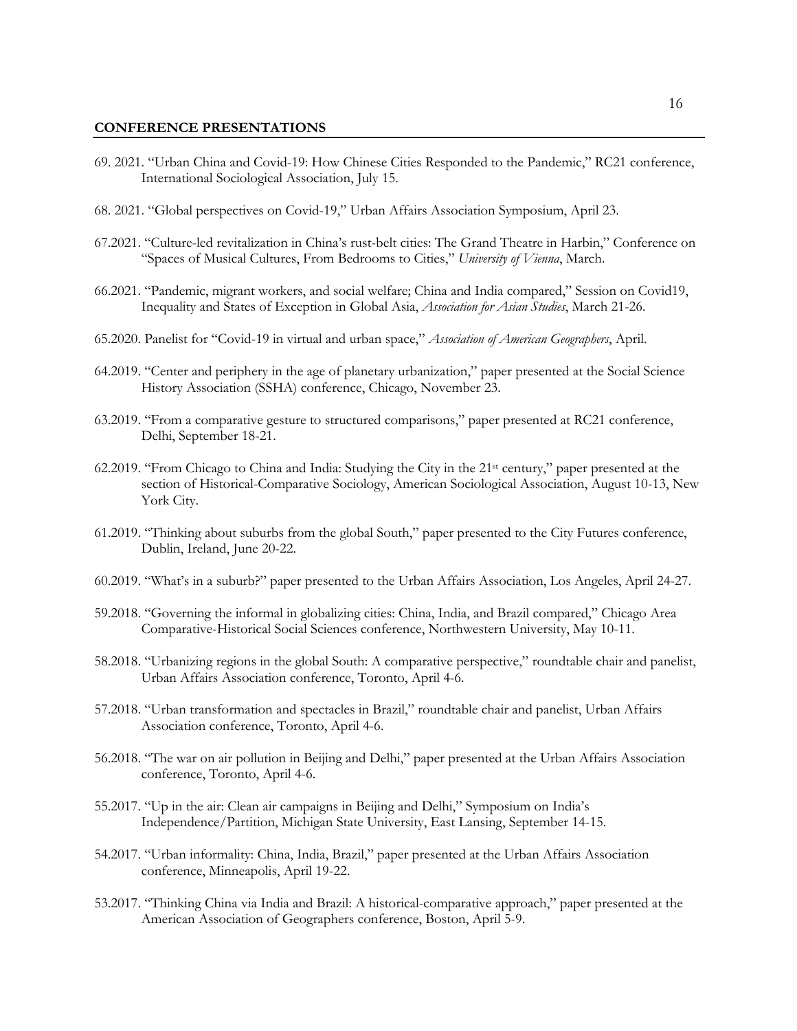## CONFERENCE PRESENTATIONS

69. 2021. "Urban China and Covid-19: How Chinese Cities Responded to the Pandemic," RC21 conference, International Sociological Association, July 15.

68. 2021. "Global perspectives on Covid-19," Urban Affairs Association Symposium, April 23.

67.2021. "Culture-led revitalization in China's rust-belt cities: The Grand Theatre in Harbin," Conference on "Spaces of Musical Cultures, From Bedrooms to Cities," *University of Vienna*, March.

66.2021. "Pandemic, migrant workers, and social welfare; China and India compared," Session on Covid19, Inequality and States of Exception in Global Asia, *Association for Asian Studies*, March 21-26.

65.2020. Panelist for "Covid-19 in virtual and urban space," *Association of American Geographers*, April.

64.2019. "Center and periphery in the age of planetary urbanization," paper presented at the Social Science History Association (SSHA) conference, Chicago, November 23.

63.2019. "From a comparative gesture to structured comparisons," paper presented at RC21 conference, Delhi, September 18-21.

62.2019. "From Chicago to China and India: Studying the City in the 21st century," paper presented at the section of Historical-Comparative Sociology, American Sociological Association, August 10-13, New York City.

61.2019. "Thinking about suburbs from the global South," paper presented to the City Futures conference, Dublin, Ireland, June 20-22.

60.2019. "What's in a suburb?" paper presented to the Urban Affairs Association, Los Angeles, April 24-27.

59.2018. "Governing the informal in globalizing cities: China, India, and Brazil compared," Chicago Area Comparative-Historical Social Sciences conference, Northwestern University, May 10-11.

58.2018. "Urbanizing regions in the global South: A comparative perspective," roundtable chair and panelist, Urban Affairs Association conference, Toronto, April 4-6.

57.2018. "Urban transformation and spectacles in Brazil," roundtable chair and panelist, Urban Affairs Association conference, Toronto, April 4-6.

56.2018. "The war on air pollution in Beijing and Delhi," paper presented at the Urban Affairs Association conference, Toronto, April 4-6.

55.2017. "Up in the air: Clean air campaigns in Beijing and Delhi," Symposium on India's Independence/Partition, Michigan State University, East Lansing, September 14-15.

54.2017. "Urban informality: China, India, Brazil," paper presented at the Urban Affairs Association conference, Minneapolis, April 19-22.

53.2017. "Thinking China via India and Brazil: A historical-comparative approach," paper presented at the American Association of Geographers conference, Boston, April 5-9.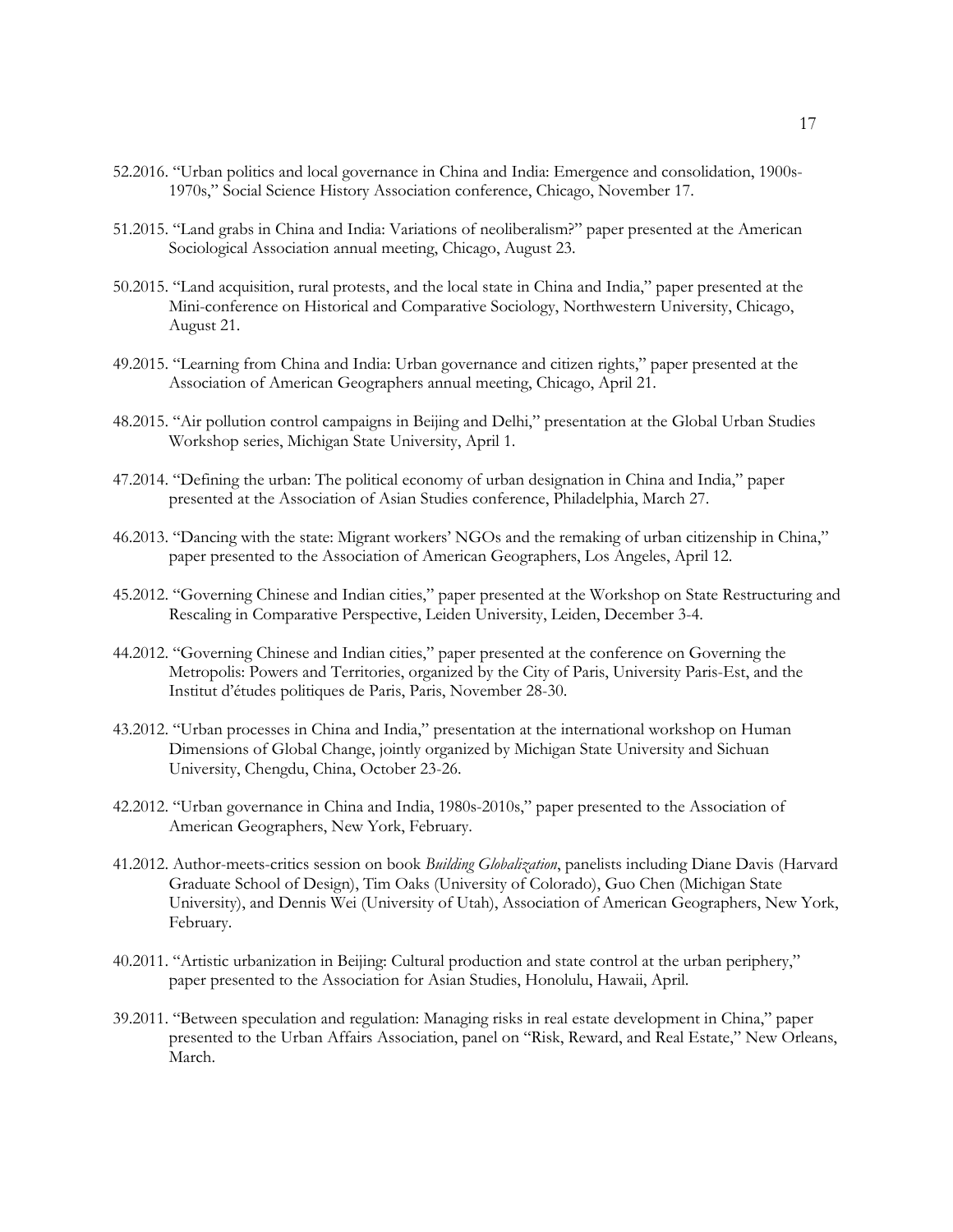52.2016. "Urban politics and local governance in China and India: Emergence and consolidation, 1900s-1970s," Social Science History Association conference, Chicago, November 17.

51.2015. "Land grabs in China and India: Variations of neoliberalism?" paper presented at the American Sociological Association annual meeting, Chicago, August 23.

50.2015. "Land acquisition, rural protests, and the local state in China and India," paper presented at the Mini-conference on Historical and Comparative Sociology, Northwestern University, Chicago, August 21.

49.2015. "Learning from China and India: Urban governance and citizen rights," paper presented at the Association of American Geographers annual meeting, Chicago, April 21.

48.2015. "Air pollution control campaigns in Beijing and Delhi," presentation at the Global Urban Studies Workshop series, Michigan State University, April 1.

47.2014. "Defining the urban: The political economy of urban designation in China and India," paper presented at the Association of Asian Studies conference, Philadelphia, March 27.

46.2013. "Dancing with the state: Migrant workers' NGOs and the remaking of urban citizenship in China," paper presented to the Association of American Geographers, Los Angeles, April 12.

45.2012. "Governing Chinese and Indian cities," paper presented at the Workshop on State Restructuring and Rescaling in Comparative Perspective, Leiden University, Leiden, December 3-4.

44.2012. "Governing Chinese and Indian cities," paper presented at the conference on Governing the Metropolis: Powers and Territories, organized by the City of Paris, University Paris-Est, and the Institut d'études politiques de Paris, Paris, November 28-30.

43.2012. "Urban processes in China and India," presentation at the international workshop on Human Dimensions of Global Change, jointly organized by Michigan State University and Sichuan University, Chengdu, China, October 23-26.

42.2012. "Urban governance in China and India, 1980s-2010s," paper presented to the Association of American Geographers, New York, February.

41.2012. Author-meets-critics session on book *Building Globalization*, panelists including Diane Davis (Harvard Graduate School of Design), Tim Oaks (University of Colorado), Guo Chen (Michigan State University), and Dennis Wei (University of Utah), Association of American Geographers, New York, February.

40.2011. "Artistic urbanization in Beijing: Cultural production and state control at the urban periphery," paper presented to the Association for Asian Studies, Honolulu, Hawaii, April.

39.2011. "Between speculation and regulation: Managing risks in real estate development in China," paper presented to the Urban Affairs Association, panel on "Risk, Reward, and Real Estate," New Orleans, March.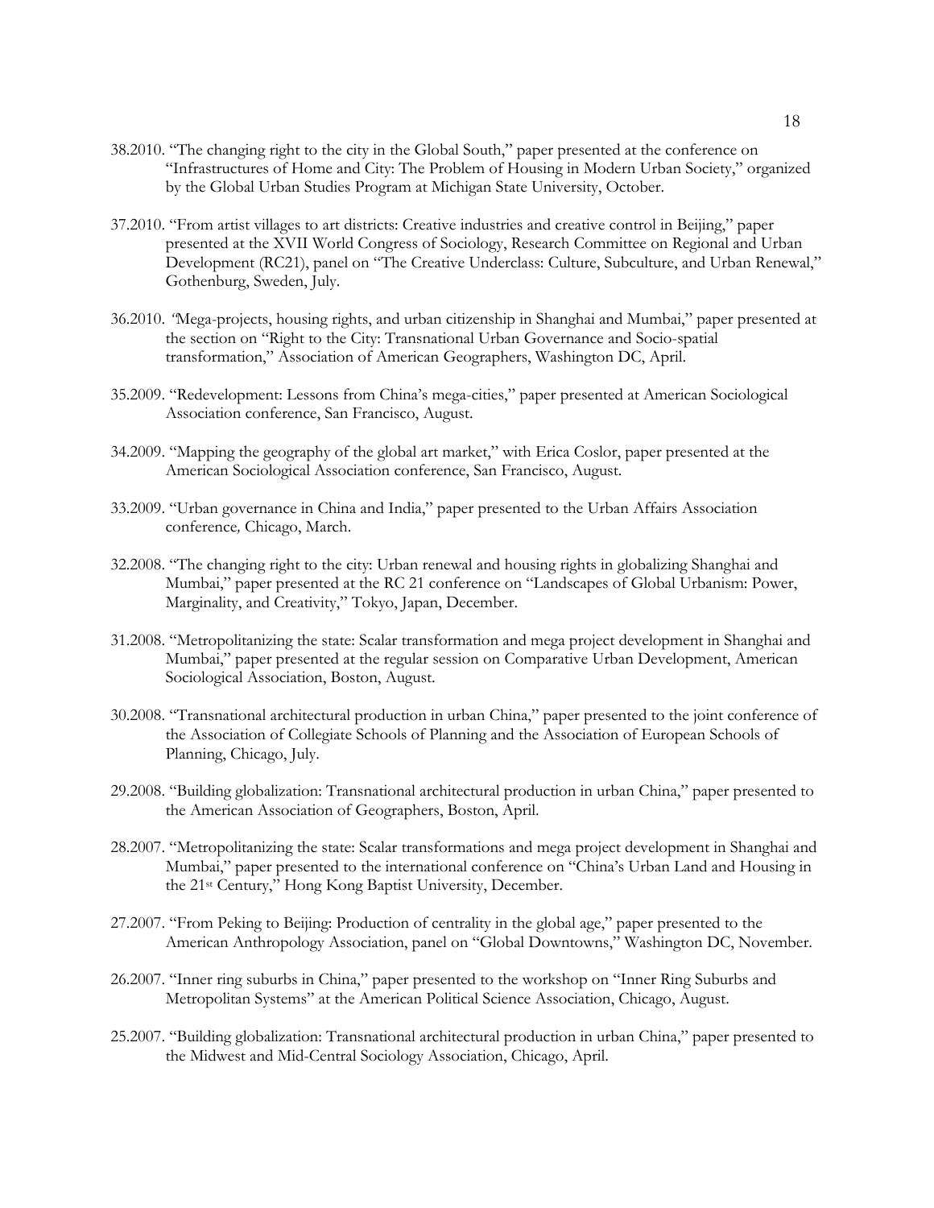38.2010. "The changing right to the city in the Global South," paper presented at the conference on "Infrastructures of Home and City: The Problem of Housing in Modern Urban Society," organized by the Global Urban Studies Program at Michigan State University, October.

37.2010. "From artist villages to art districts: Creative industries and creative control in Beijing," paper presented at the XVII World Congress of Sociology, Research Committee on Regional and Urban Development (RC21), panel on "The Creative Underclass: Culture, Subculture, and Urban Renewal," Gothenburg, Sweden, July.

36.2010. "Mega-projects, housing rights, and urban citizenship in Shanghai and Mumbai," paper presented at the section on "Right to the City: Transnational Urban Governance and Socio-spatial transformation," Association of American Geographers, Washington DC, April.

35.2009. "Redevelopment: Lessons from China's mega-cities," paper presented at American Sociological Association conference, San Francisco, August.

34.2009. "Mapping the geography of the global art market," with Erica Coslor, paper presented at the American Sociological Association conference, San Francisco, August.

33.2009. "Urban governance in China and India," paper presented to the Urban Affairs Association conference*,* Chicago, March.

32.2008. "The changing right to the city: Urban renewal and housing rights in globalizing Shanghai and Mumbai," paper presented at the RC 21 conference on "Landscapes of Global Urbanism: Power, Marginality, and Creativity," Tokyo, Japan, December.

31.2008. "Metropolitanizing the state: Scalar transformation and mega project development in Shanghai and Mumbai," paper presented at the regular session on Comparative Urban Development, American Sociological Association, Boston, August.

30.2008. "Transnational architectural production in urban China," paper presented to the joint conference of the Association of Collegiate Schools of Planning and the Association of European Schools of Planning, Chicago, July.

29.2008. "Building globalization: Transnational architectural production in urban China," paper presented to the American Association of Geographers, Boston, April.

28.2007. "Metropolitanizing the state: Scalar transformations and mega project development in Shanghai and Mumbai," paper presented to the international conference on "China's Urban Land and Housing in the 21st Century," Hong Kong Baptist University, December.

27.2007. "From Peking to Beijing: Production of centrality in the global age," paper presented to the American Anthropology Association, panel on "Global Downtowns," Washington DC, November.

26.2007. "Inner ring suburbs in China," paper presented to the workshop on "Inner Ring Suburbs and Metropolitan Systems" at the American Political Science Association, Chicago, August.

25.2007. "Building globalization: Transnational architectural production in urban China," paper presented to the Midwest and Mid-Central Sociology Association, Chicago, April.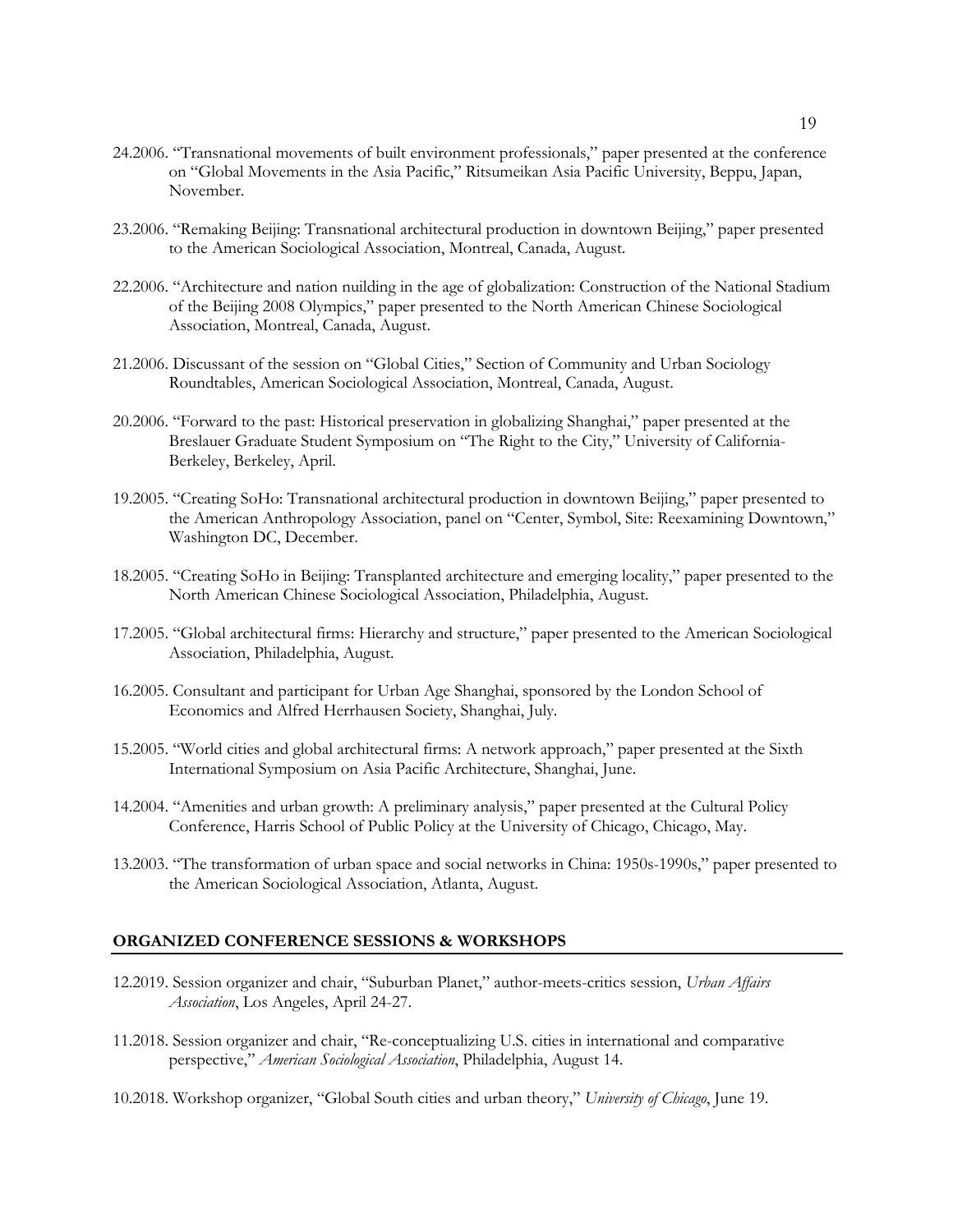24.2006. "Transnational movements of built environment professionals," paper presented at the conference on "Global Movements in the Asia Pacific," Ritsumeikan Asia Pacific University, Beppu, Japan, November.

23.2006. "Remaking Beijing: Transnational architectural production in downtown Beijing," paper presented to the American Sociological Association, Montreal, Canada, August.

22.2006. "Architecture and nation nuilding in the age of globalization: Construction of the National Stadium of the Beijing 2008 Olympics," paper presented to the North American Chinese Sociological Association, Montreal, Canada, August.

21.2006. Discussant of the session on "Global Cities," Section of Community and Urban Sociology Roundtables, American Sociological Association, Montreal, Canada, August.

20.2006. "Forward to the past: Historical preservation in globalizing Shanghai," paper presented at the Breslauer Graduate Student Symposium on "The Right to the City," University of California-Berkeley, Berkeley, April.

19.2005. "Creating SoHo: Transnational architectural production in downtown Beijing," paper presented to the American Anthropology Association, panel on "Center, Symbol, Site: Reexamining Downtown," Washington DC, December.

18.2005. "Creating SoHo in Beijing: Transplanted architecture and emerging locality," paper presented to the North American Chinese Sociological Association, Philadelphia, August.

17.2005. "Global architectural firms: Hierarchy and structure," paper presented to the American Sociological Association, Philadelphia, August.

16.2005. Consultant and participant for Urban Age Shanghai, sponsored by the London School of Economics and Alfred Herrhausen Society, Shanghai, July.

15.2005. "World cities and global architectural firms: A network approach," paper presented at the Sixth International Symposium on Asia Pacific Architecture, Shanghai, June.

14.2004. "Amenities and urban growth: A preliminary analysis," paper presented at the Cultural Policy Conference, Harris School of Public Policy at the University of Chicago, Chicago, May.

13.2003. "The transformation of urban space and social networks in China: 1950s-1990s," paper presented to the American Sociological Association, Atlanta, August.

## ORGANIZED CONFERENCE SESSIONS & WORKSHOPS

12.2019. Session organizer and chair, "Suburban Planet," author-meets-critics session, *Urban Affairs Association*, Los Angeles, April 24-27.

11.2018. Session organizer and chair, "Re-conceptualizing U.S. cities in international and comparative perspective," *American Sociological Association*, Philadelphia, August 14.

10.2018. Workshop organizer, "Global South cities and urban theory," *University of Chicago*, June 19.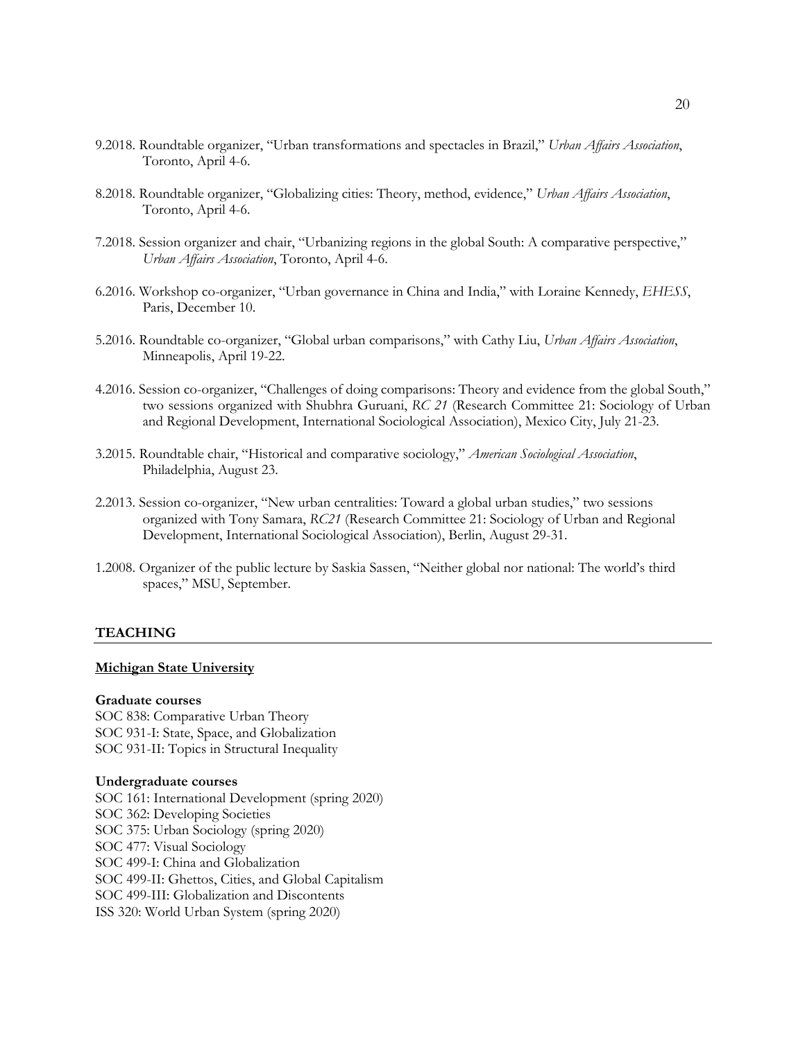9.2018. Roundtable organizer, "Urban transformations and spectacles in Brazil," *Urban Affairs Association*, Toronto, April 4-6.

8.2018. Roundtable organizer, "Globalizing cities: Theory, method, evidence," *Urban Affairs Association*, Toronto, April 4-6.

7.2018. Session organizer and chair, "Urbanizing regions in the global South: A comparative perspective," *Urban Affairs Association*, Toronto, April 4-6.

6.2016. Workshop co-organizer, "Urban governance in China and India," with Loraine Kennedy, *EHESS*, Paris, December 10.

5.2016. Roundtable co-organizer, "Global urban comparisons," with Cathy Liu, *Urban Affairs Association*, Minneapolis, April 19-22.

4.2016. Session co-organizer, "Challenges of doing comparisons: Theory and evidence from the global South," two sessions organized with Shubhra Guruani, *RC 21* (Research Committee 21: Sociology of Urban and Regional Development, International Sociological Association), Mexico City, July 21-23.

3.2015. Roundtable chair, "Historical and comparative sociology," *American Sociological Association*, Philadelphia, August 23.

2.2013. Session co-organizer, "New urban centralities: Toward a global urban studies," two sessions organized with Tony Samara, *RC21* (Research Committee 21: Sociology of Urban and Regional Development, International Sociological Association), Berlin, August 29-31.

1.2008. Organizer of the public lecture by Saskia Sassen, "Neither global nor national: The world's third spaces," MSU, September.

## TEACHING

**Michigan State University**

**Graduate courses**
SOC 838: Comparative Urban Theory
SOC 931-I: State, Space, and Globalization
SOC 931-II: Topics in Structural Inequality

**Undergraduate courses**
SOC 161: International Development (spring 2020)
SOC 362: Developing Societies
SOC 375: Urban Sociology (spring 2020)
SOC 477: Visual Sociology
SOC 499-I: China and Globalization
SOC 499-II: Ghettos, Cities, and Global Capitalism
SOC 499-III: Globalization and Discontents
ISS 320: World Urban System (spring 2020)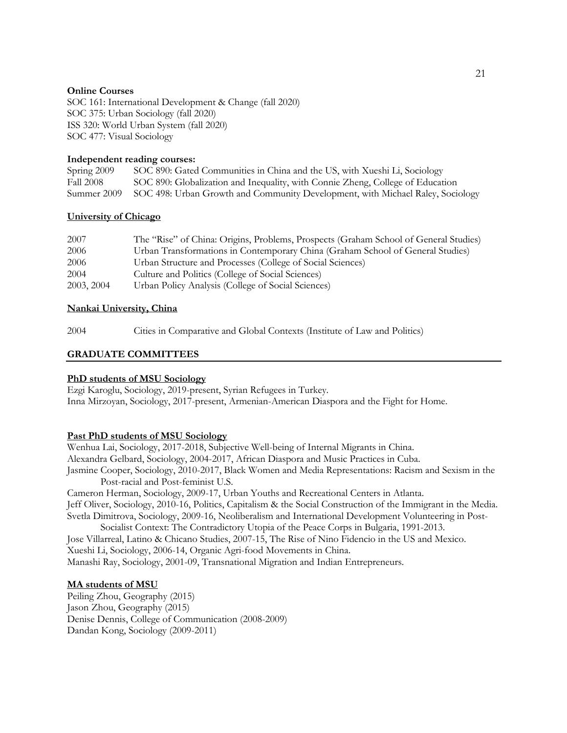**Online Courses**

SOC 161: International Development & Change (fall 2020)
SOC 375: Urban Sociology (fall 2020)
ISS 320: World Urban System (fall 2020)
SOC 477: Visual Sociology

**Independent reading courses:**

| | |
|---|---|
| Spring 2009 | SOC 890: Gated Communities in China and the US, with Xueshi Li, Sociology |
| Fall 2008 | SOC 890: Globalization and Inequality, with Connie Zheng, College of Education |
| Summer 2009 | SOC 498: Urban Growth and Community Development, with Michael Raley, Sociology |

**University of Chicago**

| | |
|---|---|
| 2007 | The "Rise" of China: Origins, Problems, Prospects (Graham School of General Studies) |
| 2006 | Urban Transformations in Contemporary China (Graham School of General Studies) |
| 2006 | Urban Structure and Processes (College of Social Sciences) |
| 2004 | Culture and Politics (College of Social Sciences) |
| 2003, 2004 | Urban Policy Analysis (College of Social Sciences) |

**Nankai University, China**

| | |
|---|---|
| 2004 | Cities in Comparative and Global Contexts (Institute of Law and Politics) |

## GRADUATE COMMITTEES

**PhD students of MSU Sociology**

Ezgi Karoglu, Sociology, 2019-present, Syrian Refugees in Turkey.
Inna Mirzoyan, Sociology, 2017-present, Armenian-American Diaspora and the Fight for Home.

**Past PhD students of MSU Sociology**

Wenhua Lai, Sociology, 2017-2018, Subjective Well-being of Internal Migrants in China.
Alexandra Gelbard, Sociology, 2004-2017, African Diaspora and Music Practices in Cuba.
Jasmine Cooper, Sociology, 2010-2017, Black Women and Media Representations: Racism and Sexism in the Post-racial and Post-feminist U.S.
Cameron Herman, Sociology, 2009-17, Urban Youths and Recreational Centers in Atlanta.
Jeff Oliver, Sociology, 2010-16, Politics, Capitalism & the Social Construction of the Immigrant in the Media.
Svetla Dimitrova, Sociology, 2009-16, Neoliberalism and International Development Volunteering in Post-Socialist Context: The Contradictory Utopia of the Peace Corps in Bulgaria, 1991-2013.
Jose Villarreal, Latino & Chicano Studies, 2007-15, The Rise of Nino Fidencio in the US and Mexico.
Xueshi Li, Sociology, 2006-14, Organic Agri-food Movements in China.
Manashi Ray, Sociology, 2001-09, Transnational Migration and Indian Entrepreneurs.

**MA students of MSU**

Peiling Zhou, Geography (2015)
Jason Zhou, Geography (2015)
Denise Dennis, College of Communication (2008-2009)
Dandan Kong, Sociology (2009-2011)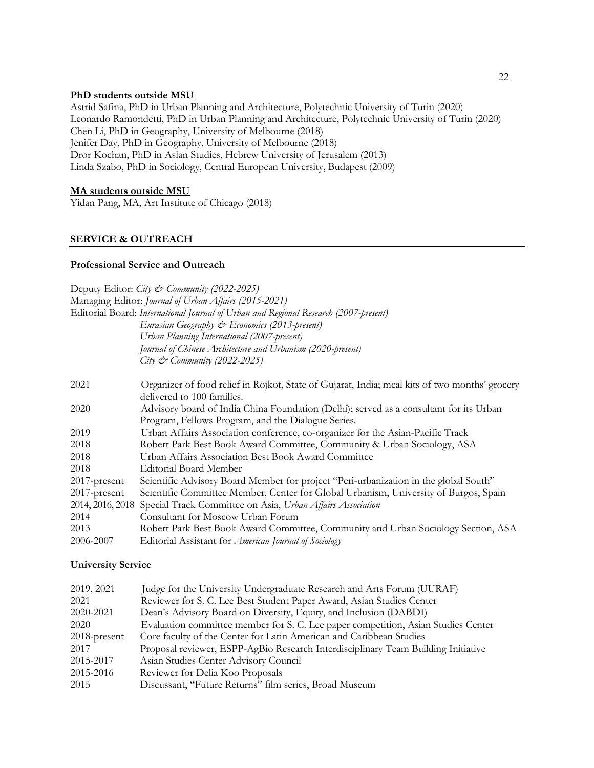**PhD students outside MSU**

Astrid Safina, PhD in Urban Planning and Architecture, Polytechnic University of Turin (2020)
Leonardo Ramondetti, PhD in Urban Planning and Architecture, Polytechnic University of Turin (2020)
Chen Li, PhD in Geography, University of Melbourne (2018)
Jenifer Day, PhD in Geography, University of Melbourne (2018)
Dror Kochan, PhD in Asian Studies, Hebrew University of Jerusalem (2013)
Linda Szabo, PhD in Sociology, Central European University, Budapest (2009)

**MA students outside MSU**

Yidan Pang, MA, Art Institute of Chicago (2018)

## SERVICE & OUTREACH

**Professional Service and Outreach**

Deputy Editor: *City & Community (2022-2025)*
Managing Editor: *Journal of Urban Affairs (2015-2021)*
Editorial Board: *International Journal of Urban and Regional Research (2007-present)*
*Eurasian Geography & Economics (2013-present)*
*Urban Planning International (2007-present)*
*Journal of Chinese Architecture and Urbanism (2020-present)*
*City & Community (2022-2025)*

| | |
|---|---|
| 2021 | Organizer of food relief in Rojkot, State of Gujarat, India; meal kits of two months' grocery delivered to 100 families. |
| 2020 | Advisory board of India China Foundation (Delhi); served as a consultant for its Urban Program, Fellows Program, and the Dialogue Series. |
| 2019 | Urban Affairs Association conference, co-organizer for the Asian-Pacific Track |
| 2018 | Robert Park Best Book Award Committee, Community & Urban Sociology, ASA |
| 2018 | Urban Affairs Association Best Book Award Committee |
| 2018 | Editorial Board Member |
| 2017-present | Scientific Advisory Board Member for project "Peri-urbanization in the global South" |
| 2017-present | Scientific Committee Member, Center for Global Urbanism, University of Burgos, Spain |
| 2014, 2016, 2018 | Special Track Committee on Asia, *Urban Affairs Association* |
| 2014 | Consultant for Moscow Urban Forum |
| 2013 | Robert Park Best Book Award Committee, Community and Urban Sociology Section, ASA |
| 2006-2007 | Editorial Assistant for *American Journal of Sociology* |

**University Service**

| | |
|---|---|
| 2019, 2021 | Judge for the University Undergraduate Research and Arts Forum (UURAF) |
| 2021 | Reviewer for S. C. Lee Best Student Paper Award, Asian Studies Center |
| 2020-2021 | Dean's Advisory Board on Diversity, Equity, and Inclusion (DABDI) |
| 2020 | Evaluation committee member for S. C. Lee paper competition, Asian Studies Center |
| 2018-present | Core faculty of the Center for Latin American and Caribbean Studies |
| 2017 | Proposal reviewer, ESPP-AgBio Research Interdisciplinary Team Building Initiative |
| 2015-2017 | Asian Studies Center Advisory Council |
| 2015-2016 | Reviewer for Delia Koo Proposals |
| 2015 | Discussant, "Future Returns" film series, Broad Museum |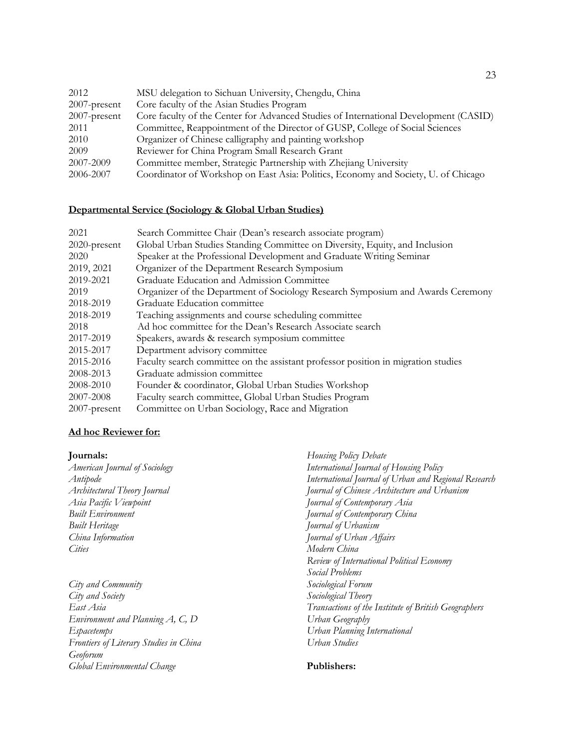| | |
|---|---|
| 2012 | MSU delegation to Sichuan University, Chengdu, China |
| 2007-present | Core faculty of the Asian Studies Program |
| 2007-present | Core faculty of the Center for Advanced Studies of International Development (CASID) |
| 2011 | Committee, Reappointment of the Director of GUSP, College of Social Sciences |
| 2010 | Organizer of Chinese calligraphy and painting workshop |
| 2009 | Reviewer for China Program Small Research Grant |
| 2007-2009 | Committee member, Strategic Partnership with Zhejiang University |
| 2006-2007 | Coordinator of Workshop on East Asia: Politics, Economy and Society, U. of Chicago |

**Departmental Service (Sociology & Global Urban Studies)**

| | |
|---|---|
| 2021 | Search Committee Chair (Dean's research associate program) |
| 2020-present | Global Urban Studies Standing Committee on Diversity, Equity, and Inclusion |
| 2020 | Speaker at the Professional Development and Graduate Writing Seminar |
| 2019, 2021 | Organizer of the Department Research Symposium |
| 2019-2021 | Graduate Education and Admission Committee |
| 2019 | Organizer of the Department of Sociology Research Symposium and Awards Ceremony |
| 2018-2019 | Graduate Education committee |
| 2018-2019 | Teaching assignments and course scheduling committee |
| 2018 | Ad hoc committee for the Dean's Research Associate search |
| 2017-2019 | Speakers, awards & research symposium committee |
| 2015-2017 | Department advisory committee |
| 2015-2016 | Faculty search committee on the assistant professor position in migration studies |
| 2008-2013 | Graduate admission committee |
| 2008-2010 | Founder & coordinator, Global Urban Studies Workshop |
| 2007-2008 | Faculty search committee, Global Urban Studies Program |
| 2007-present | Committee on Urban Sociology, Race and Migration |

**Ad hoc Reviewer for:**

**Journals:**

*American Journal of Sociology*
*Antipode*
*Architectural Theory Journal*
*Asia Pacific Viewpoint*
*Built Environment*
*Built Heritage*
*China Information*
*Cities*
*City and Community*
*City and Society*
*East Asia*
*Environment and Planning A, C, D*
*Espacetemps*
*Frontiers of Literary Studies in China*
*Geoforum*
*Global Environmental Change*
*Housing Policy Debate*
*International Journal of Housing Policy*
*International Journal of Urban and Regional Research*
*Journal of Chinese Architecture and Urbanism*
*Journal of Contemporary Asia*
*Journal of Contemporary China*
*Journal of Urbanism*
*Journal of Urban Affairs*
*Modern China*
*Review of International Political Economy*
*Social Problems*
*Sociological Forum*
*Sociological Theory*
*Transactions of the Institute of British Geographers*
*Urban Geography*
*Urban Planning International*
*Urban Studies*

**Publishers:**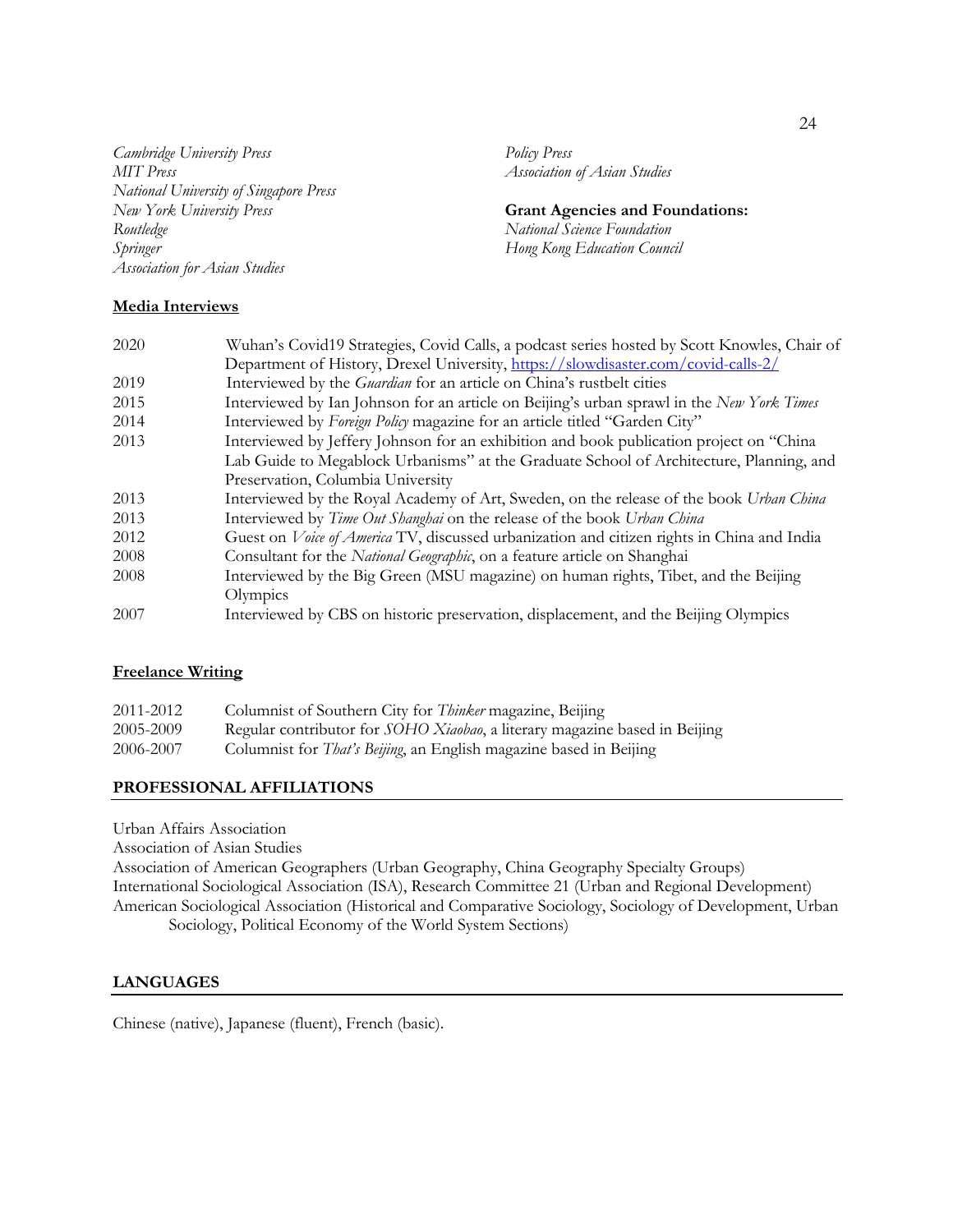*Cambridge University Press*
*MIT Press*
*National University of Singapore Press*
*New York University Press*
*Routledge*
*Springer*
*Association for Asian Studies*
*Policy Press*
*Association of Asian Studies*

**Grant Agencies and Foundations:**
*National Science Foundation*
*Hong Kong Education Council*

**Media Interviews**

| | |
|---|---|
| 2020 | Wuhan's Covid19 Strategies, Covid Calls, a podcast series hosted by Scott Knowles, Chair of Department of History, Drexel University, https://slowdisaster.com/covid-calls-2/ |
| 2019 | Interviewed by the *Guardian* for an article on China's rustbelt cities |
| 2015 | Interviewed by Ian Johnson for an article on Beijing's urban sprawl in the *New York Times* |
| 2014 | Interviewed by *Foreign Policy* magazine for an article titled "Garden City" |
| 2013 | Interviewed by Jeffery Johnson for an exhibition and book publication project on "China Lab Guide to Megablock Urbanisms" at the Graduate School of Architecture, Planning, and Preservation, Columbia University |
| 2013 | Interviewed by the Royal Academy of Art, Sweden, on the release of the book *Urban China* |
| 2013 | Interviewed by *Time Out Shanghai* on the release of the book *Urban China* |
| 2012 | Guest on *Voice of America* TV, discussed urbanization and citizen rights in China and India |
| 2008 | Consultant for the *National Geographic*, on a feature article on Shanghai |
| 2008 | Interviewed by the Big Green (MSU magazine) on human rights, Tibet, and the Beijing Olympics |
| 2007 | Interviewed by CBS on historic preservation, displacement, and the Beijing Olympics |

**Freelance Writing**

| | |
|---|---|
| 2011-2012 | Columnist of Southern City for *Thinker* magazine, Beijing |
| 2005-2009 | Regular contributor for *SOHO Xiaobao*, a literary magazine based in Beijing |
| 2006-2007 | Columnist for *That's Beijing*, an English magazine based in Beijing |

## PROFESSIONAL AFFILIATIONS

Urban Affairs Association
Association of Asian Studies
Association of American Geographers (Urban Geography, China Geography Specialty Groups)
International Sociological Association (ISA), Research Committee 21 (Urban and Regional Development)
American Sociological Association (Historical and Comparative Sociology, Sociology of Development, Urban Sociology, Political Economy of the World System Sections)

## LANGUAGES

Chinese (native), Japanese (fluent), French (basic).